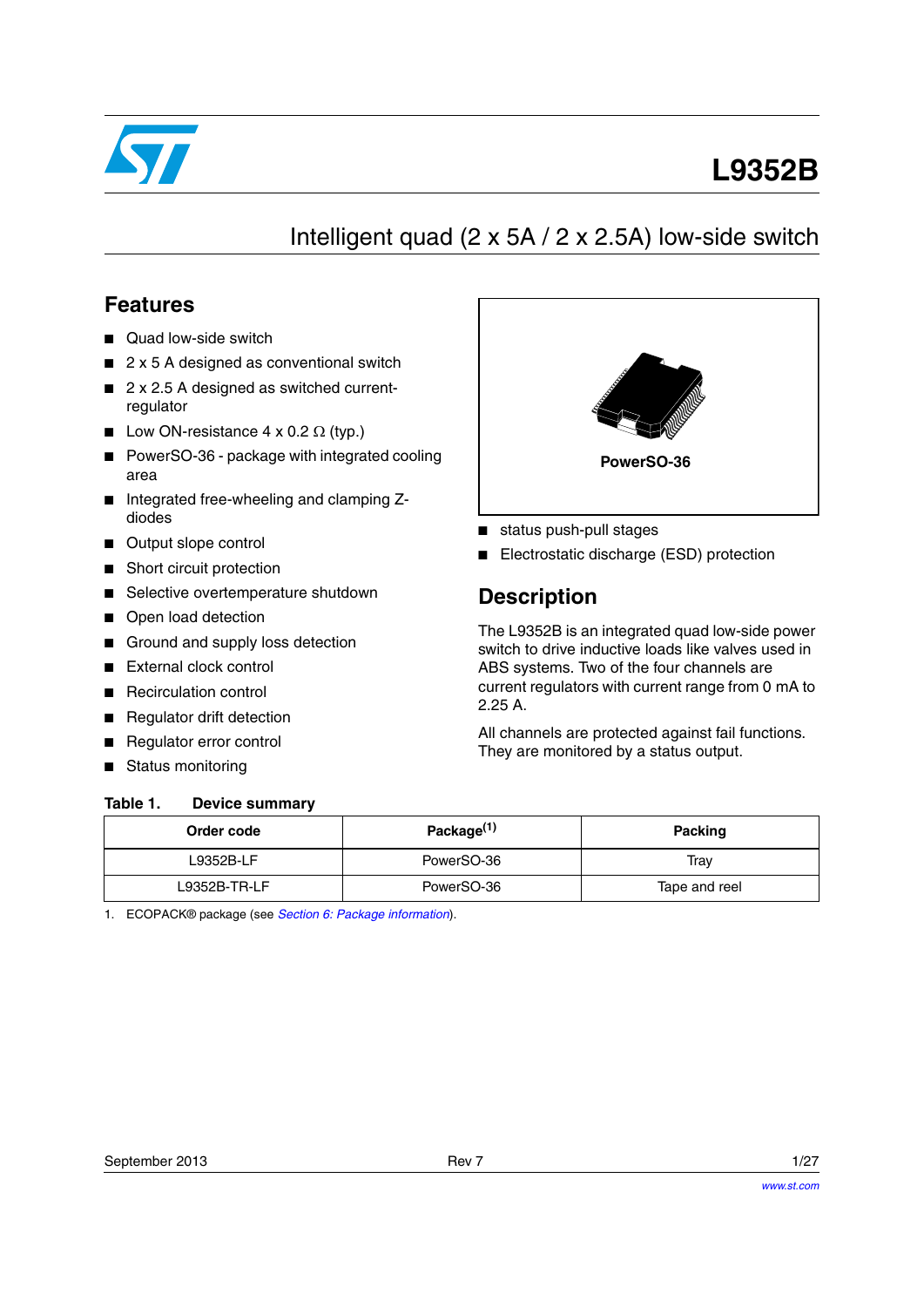# L9352B

## Intelligent quad (2 x 5A / 2 x 2.5A) low-side switch

## Features

- Quad low-side switch
- 2 x 5 A designed as conventional switch
- 2 x 2.5 A designed as switched current-regulator
- Low ON-resistance 4 x 0.2 Ω (typ.)
- PowerSO-36 - package with integrated cooling area
- Integrated free-wheeling and clamping Z-diodes
- Output slope control
- Short circuit protection
- Selective overtemperature shutdown
- Open load detection
- Ground and supply loss detection
- External clock control
- Recirculation control
- Regulator drift detection
- Regulator error control
- Status monitoring
- status push-pull stages
- Electrostatic discharge (ESD) protection

PowerSO-36

## Description

The L9352B is an integrated quad low-side power switch to drive inductive loads like valves used in ABS systems. Two of the four channels are current regulators with current range from 0 mA to 2.25 A.

All channels are protected against fail functions. They are monitored by a status output.

**Table 1. Device summary**

| Order code | Package[1] | Packing |
|---|---|---|
| L9352B-LF | PowerSO-36 | Tray |
| L9352B-TR-LF | PowerSO-36 | Tape and reel |

1. ECOPACK® package (see *Section 6: Package information*).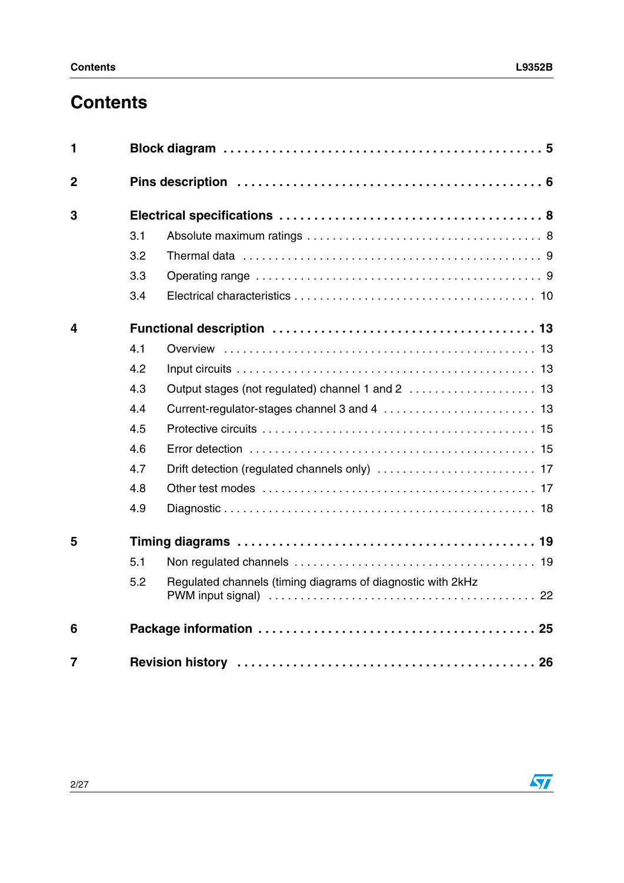# Contents

| | | |
|---|---|---|
| **1** | **Block diagram** | **5** |
| **2** | **Pins description** | **6** |
| **3** | **Electrical specifications** | **8** |
| | 3.1 Absolute maximum ratings | 8 |
| | 3.2 Thermal data | 9 |
| | 3.3 Operating range | 9 |
| | 3.4 Electrical characteristics | 10 |
| **4** | **Functional description** | **13** |
| | 4.1 Overview | 13 |
| | 4.2 Input circuits | 13 |
| | 4.3 Output stages (not regulated) channel 1 and 2 | 13 |
| | 4.4 Current-regulator-stages channel 3 and 4 | 13 |
| | 4.5 Protective circuits | 15 |
| | 4.6 Error detection | 15 |
| | 4.7 Drift detection (regulated channels only) | 17 |
| | 4.8 Other test modes | 17 |
| | 4.9 Diagnostic | 18 |
| **5** | **Timing diagrams** | **19** |
| | 5.1 Non regulated channels | 19 |
| | 5.2 Regulated channels (timing diagrams of diagnostic with 2kHz PWM input signal) | 22 |
| **6** | **Package information** | **25** |
| **7** | **Revision history** | **26** |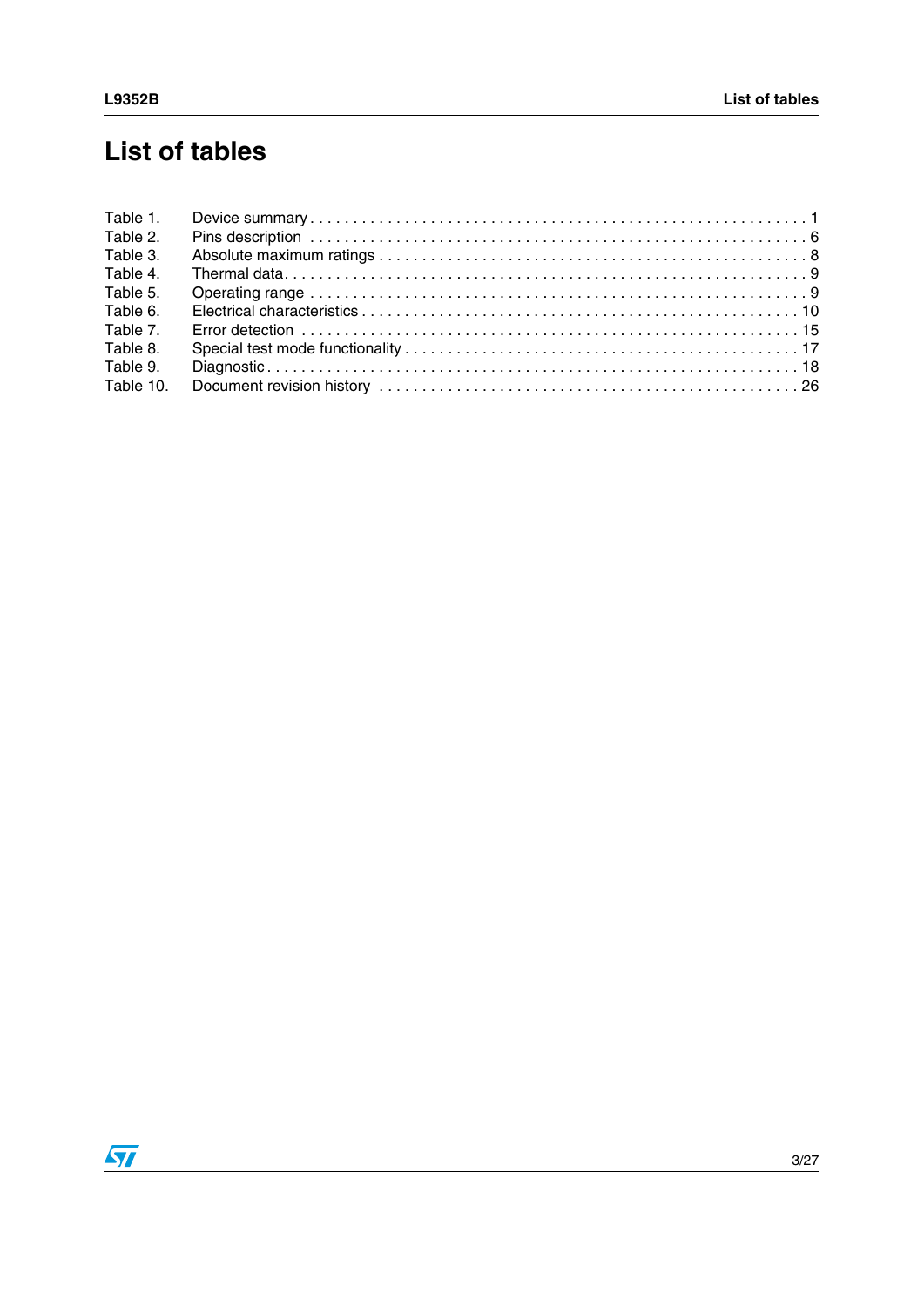# List of tables

Table 1. Device summary . . . . . . . . . . . . . . . . . . . . . . . . . . . . . . . . . . . . . . . . . . . . . . . . . . . . . . . . . . 1
Table 2. Pins description . . . . . . . . . . . . . . . . . . . . . . . . . . . . . . . . . . . . . . . . . . . . . . . . . . . . . . . . . . 6
Table 3. Absolute maximum ratings . . . . . . . . . . . . . . . . . . . . . . . . . . . . . . . . . . . . . . . . . . . . . . . . . 8
Table 4. Thermal data. . . . . . . . . . . . . . . . . . . . . . . . . . . . . . . . . . . . . . . . . . . . . . . . . . . . . . . . . . . . 9
Table 5. Operating range . . . . . . . . . . . . . . . . . . . . . . . . . . . . . . . . . . . . . . . . . . . . . . . . . . . . . . . . . 9
Table 6. Electrical characteristics . . . . . . . . . . . . . . . . . . . . . . . . . . . . . . . . . . . . . . . . . . . . . . . . . . 10
Table 7. Error detection . . . . . . . . . . . . . . . . . . . . . . . . . . . . . . . . . . . . . . . . . . . . . . . . . . . . . . . . . . 15
Table 8. Special test mode functionality . . . . . . . . . . . . . . . . . . . . . . . . . . . . . . . . . . . . . . . . . . . . . 17
Table 9. Diagnostic . . . . . . . . . . . . . . . . . . . . . . . . . . . . . . . . . . . . . . . . . . . . . . . . . . . . . . . . . . . . . . 18
Table 10. Document revision history . . . . . . . . . . . . . . . . . . . . . . . . . . . . . . . . . . . . . . . . . . . . . . . . 26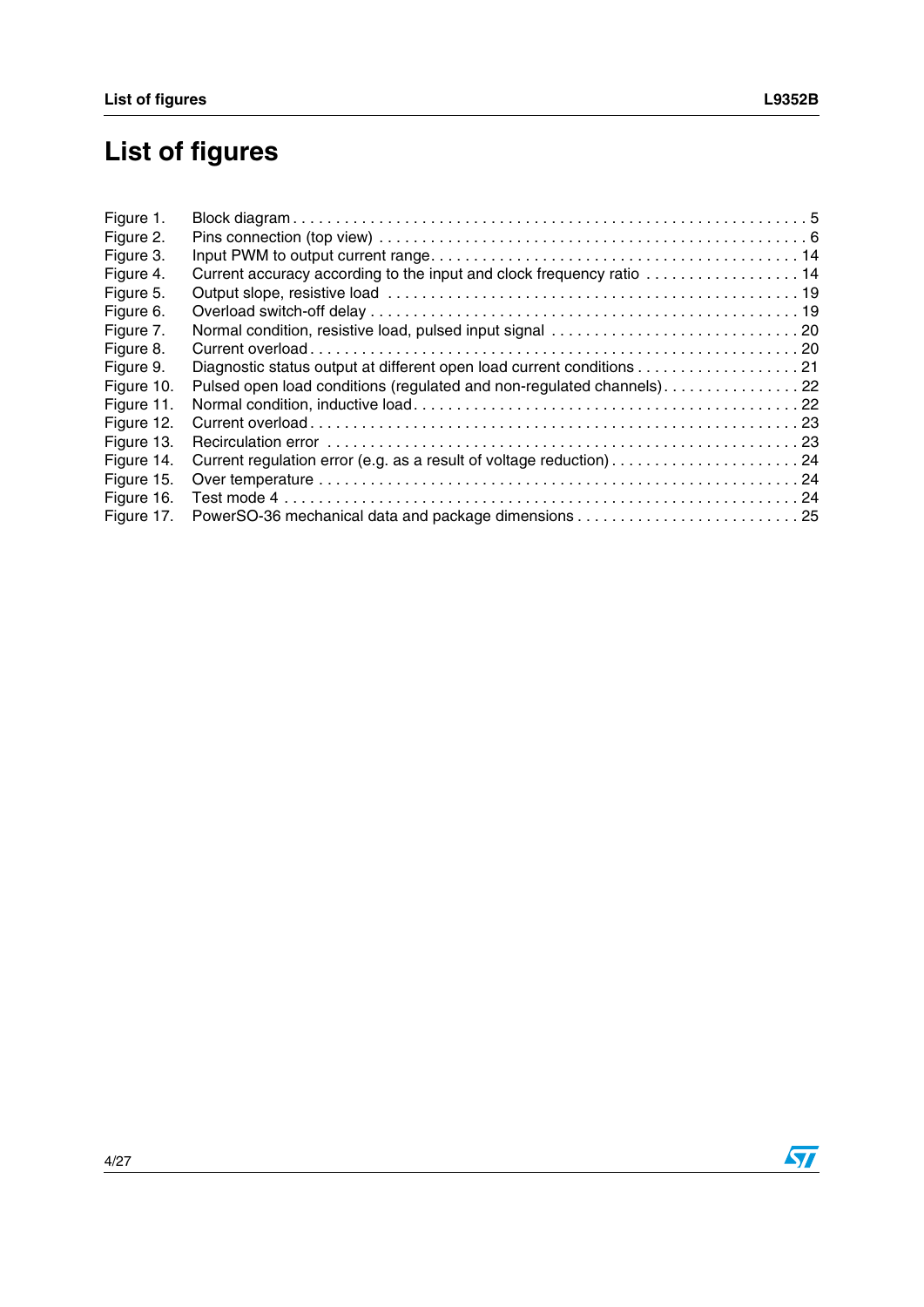# List of figures

Figure 1. Block diagram . . . . . . . . . . . . . . . . . . . . . . . . . . . . . . . . . . . . . . . . . . . . . . . . . . . . . . . . . . . 5
Figure 2. Pins connection (top view) . . . . . . . . . . . . . . . . . . . . . . . . . . . . . . . . . . . . . . . . . . . . . . . . 6
Figure 3. Input PWM to output current range. . . . . . . . . . . . . . . . . . . . . . . . . . . . . . . . . . . . . . . . . 14
Figure 4. Current accuracy according to the input and clock frequency ratio . . . . . . . . . . . . . . . . . 14
Figure 5. Output slope, resistive load . . . . . . . . . . . . . . . . . . . . . . . . . . . . . . . . . . . . . . . . . . . . . . 19
Figure 6. Overload switch-off delay . . . . . . . . . . . . . . . . . . . . . . . . . . . . . . . . . . . . . . . . . . . . . . . 19
Figure 7. Normal condition, resistive load, pulsed input signal . . . . . . . . . . . . . . . . . . . . . . . . . . . . 20
Figure 8. Current overload . . . . . . . . . . . . . . . . . . . . . . . . . . . . . . . . . . . . . . . . . . . . . . . . . . . . . 20
Figure 9. Diagnostic status output at different open load current conditions . . . . . . . . . . . . . . . . . . 21
Figure 10. Pulsed open load conditions (regulated and non-regulated channels). . . . . . . . . . . . . . . . 22
Figure 11. Normal condition, inductive load. . . . . . . . . . . . . . . . . . . . . . . . . . . . . . . . . . . . . . . . . . 22
Figure 12. Current overload . . . . . . . . . . . . . . . . . . . . . . . . . . . . . . . . . . . . . . . . . . . . . . . . . . . . . 23
Figure 13. Recirculation error . . . . . . . . . . . . . . . . . . . . . . . . . . . . . . . . . . . . . . . . . . . . . . . . . . . 23
Figure 14. Current regulation error (e.g. as a result of voltage reduction) . . . . . . . . . . . . . . . . . . . . . 24
Figure 15. Over temperature . . . . . . . . . . . . . . . . . . . . . . . . . . . . . . . . . . . . . . . . . . . . . . . . . . . . 24
Figure 16. Test mode 4 . . . . . . . . . . . . . . . . . . . . . . . . . . . . . . . . . . . . . . . . . . . . . . . . . . . . . . . . 24
Figure 17. PowerSO-36 mechanical data and package dimensions . . . . . . . . . . . . . . . . . . . . . . . . . 25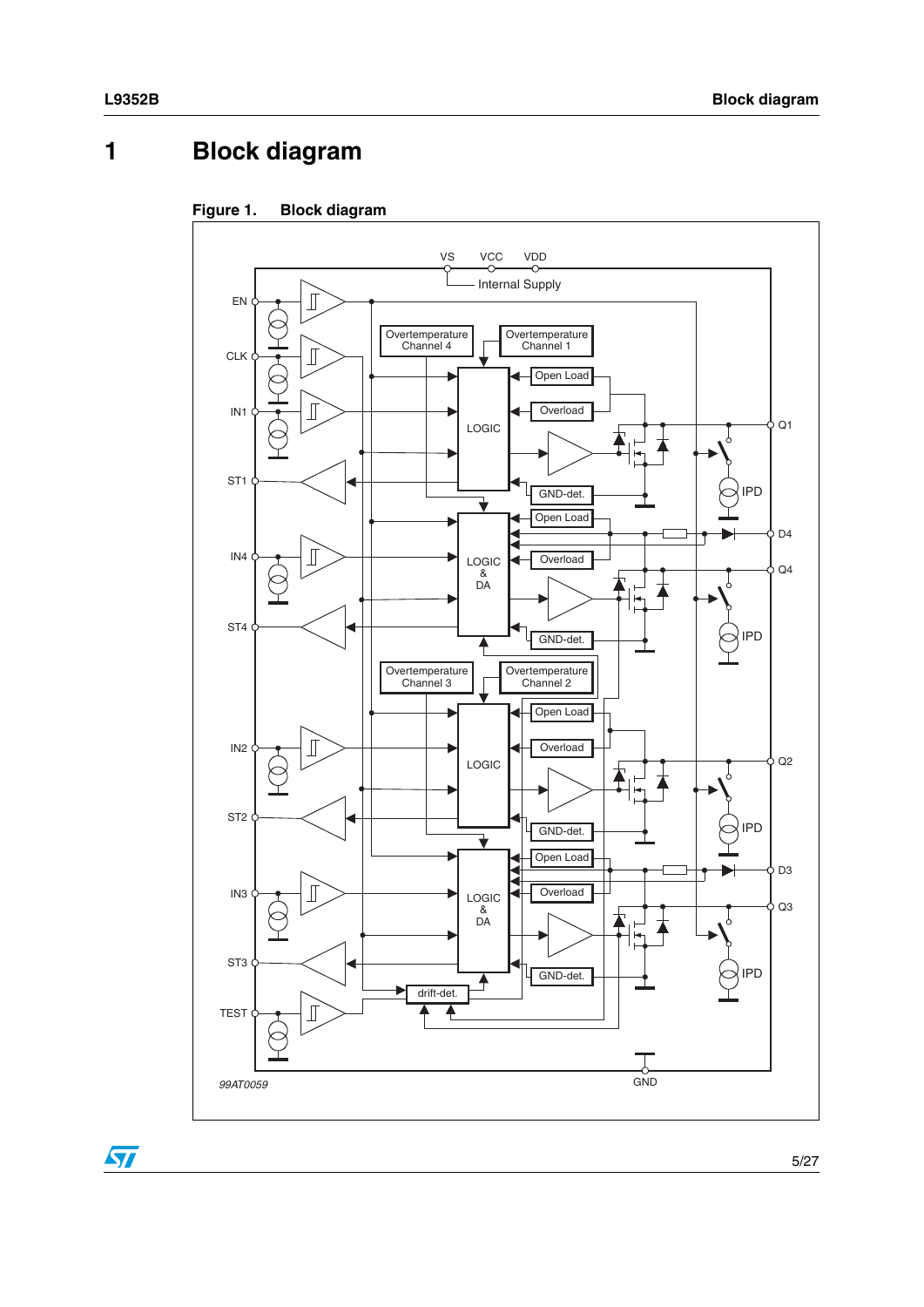# 1 Block diagram

**Figure 1. Block diagram**

VS VCC VDD

Internal Supply

EN

CLK

IN1

ST1

IN4

ST4

IN2

ST2

IN3

ST3

TEST

Overtemperature Channel 4

Overtemperature Channel 1

Overtemperature Channel 3

Overtemperature Channel 2

LOGIC

LOGIC & DA

LOGIC

LOGIC & DA

Open Load

Overload

GND-det.

Open Load

Overload

GND-det.

Open Load

Overload

GND-det.

Open Load

Overload

GND-det.

drift-det.

Q1

IPD

D4

Q4

IPD

Q2

IPD

D3

Q3

IPD

GND

*99AT0059*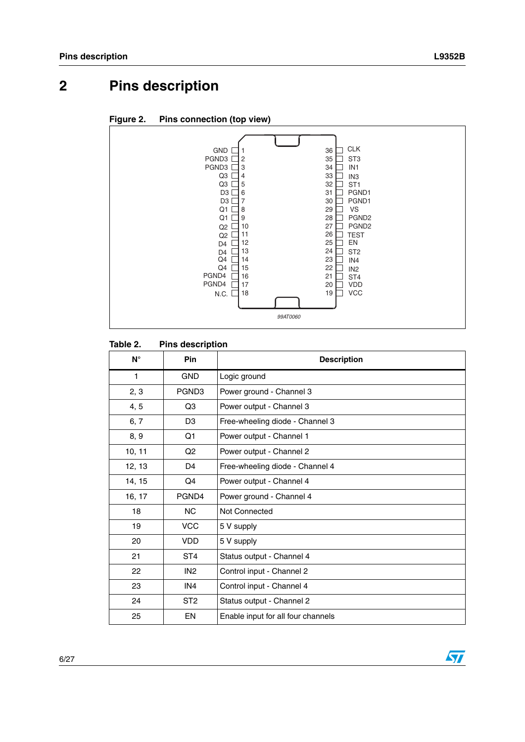# 2 Pins description

**Figure 2. Pins connection (top view)**

| Pin | Name | | Pin | Name |
|---|---|---|---|---|
| 1 | GND | | 36 | CLK |
| 2 | PGND3 | | 35 | ST3 |
| 3 | PGND3 | | 34 | IN1 |
| 4 | Q3 | | 33 | IN3 |
| 5 | Q3 | | 32 | ST1 |
| 6 | D3 | | 31 | PGND1 |
| 7 | D3 | | 30 | PGND1 |
| 8 | Q1 | | 29 | VS |
| 9 | Q1 | | 28 | PGND2 |
| 10 | Q2 | | 27 | PGND2 |
| 11 | Q2 | | 26 | TEST |
| 12 | D4 | | 25 | EN |
| 13 | D4 | | 24 | ST2 |
| 14 | Q4 | | 23 | IN4 |
| 15 | Q4 | | 22 | IN2 |
| 16 | PGND4 | | 21 | ST4 |
| 17 | PGND4 | | 20 | VDD |
| 18 | N.C. | | 19 | VCC |

99AT0060

**Table 2. Pins description**

| N° | Pin | Description |
|---|---|---|
| 1 | GND | Logic ground |
| 2, 3 | PGND3 | Power ground - Channel 3 |
| 4, 5 | Q3 | Power output - Channel 3 |
| 6, 7 | D3 | Free-wheeling diode - Channel 3 |
| 8, 9 | Q1 | Power output - Channel 1 |
| 10, 11 | Q2 | Power output - Channel 2 |
| 12, 13 | D4 | Free-wheeling diode - Channel 4 |
| 14, 15 | Q4 | Power output - Channel 4 |
| 16, 17 | PGND4 | Power ground - Channel 4 |
| 18 | NC | Not Connected |
| 19 | VCC | 5 V supply |
| 20 | VDD | 5 V supply |
| 21 | ST4 | Status output - Channel 4 |
| 22 | IN2 | Control input - Channel 2 |
| 23 | IN4 | Control input - Channel 4 |
| 24 | ST2 | Status output - Channel 2 |
| 25 | EN | Enable input for all four channels |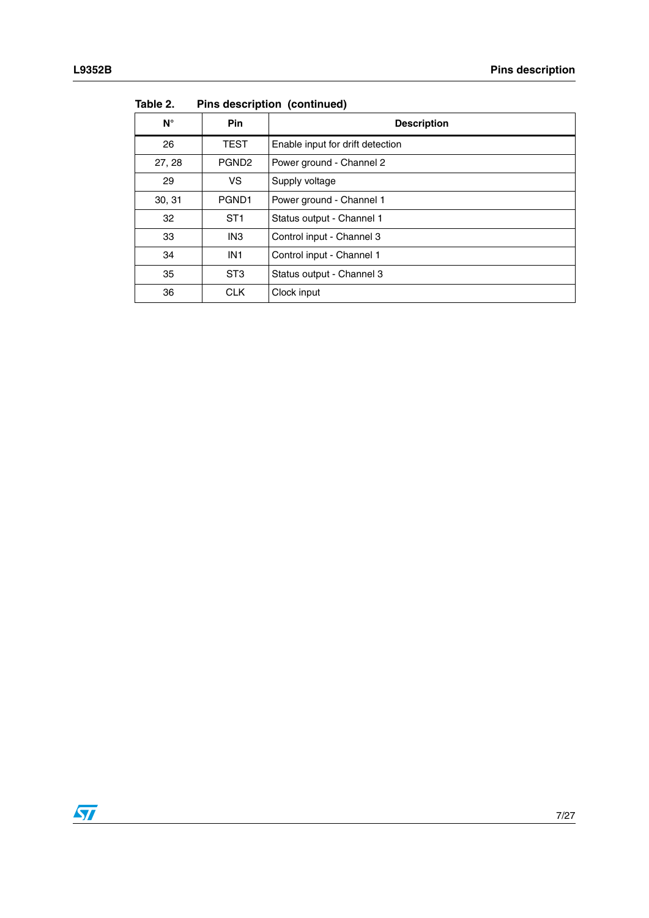Table 2. Pins description (continued)

| N° | Pin | Description |
|---|---|---|
| 26 | TEST | Enable input for drift detection |
| 27, 28 | PGND2 | Power ground - Channel 2 |
| 29 | VS | Supply voltage |
| 30, 31 | PGND1 | Power ground - Channel 1 |
| 32 | ST1 | Status output - Channel 1 |
| 33 | IN3 | Control input - Channel 3 |
| 34 | IN1 | Control input - Channel 1 |
| 35 | ST3 | Status output - Channel 3 |
| 36 | CLK | Clock input |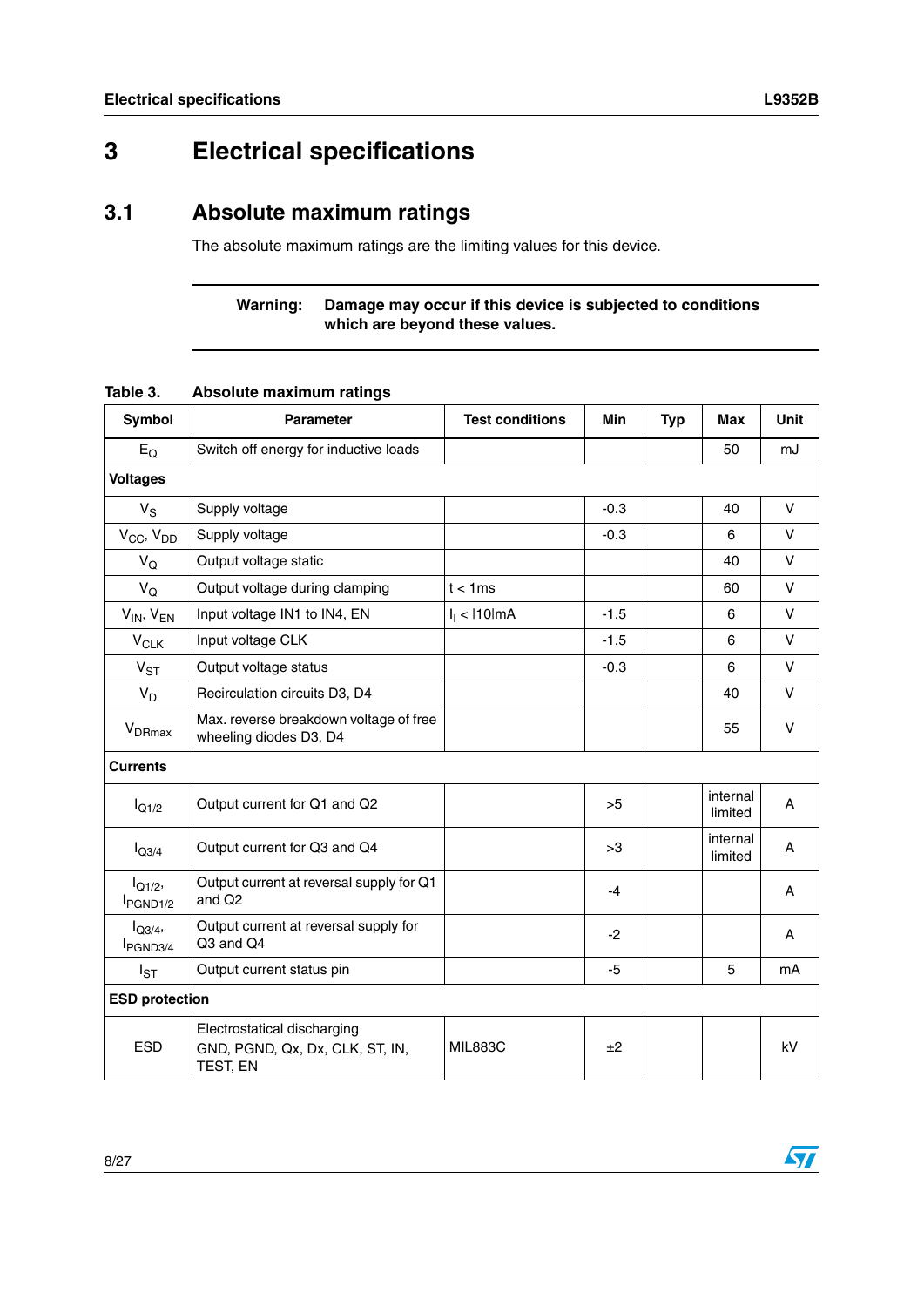# 3 Electrical specifications

## 3.1 Absolute maximum ratings

The absolute maximum ratings are the limiting values for this device.

**Warning: Damage may occur if this device is subjected to conditions which are beyond these values.**

Table 3. Absolute maximum ratings

| Symbol | Parameter | Test conditions | Min | Typ | Max | Unit |
|---|---|---|---|---|---|---|
| $E_Q$ | Switch off energy for inductive loads | | | | 50 | mJ |
| **Voltages** | | | | | | |
| $V_S$ | Supply voltage | | -0.3 | | 40 | V |
| $V_{CC}$, $V_{DD}$ | Supply voltage | | -0.3 | | 6 | V |
| $V_Q$ | Output voltage static | | | | 40 | V |
| $V_Q$ | Output voltage during clamping | t < 1ms | | | 60 | V |
| $V_{IN}$, $V_{EN}$ | Input voltage IN1 to IN4, EN | $I_I$ < \|10\|mA | -1.5 | | 6 | V |
| $V_{CLK}$ | Input voltage CLK | | -1.5 | | 6 | V |
| $V_{ST}$ | Output voltage status | | -0.3 | | 6 | V |
| $V_D$ | Recirculation circuits D3, D4 | | | | 40 | V |
| $V_{DRmax}$ | Max. reverse breakdown voltage of free wheeling diodes D3, D4 | | | | 55 | V |
| **Currents** | | | | | | |
| $I_{Q1/2}$ | Output current for Q1 and Q2 | | >5 | | internal limited | A |
| $I_{Q3/4}$ | Output current for Q3 and Q4 | | >3 | | internal limited | A |
| $I_{Q1/2}$, $I_{PGND1/2}$ | Output current at reversal supply for Q1 and Q2 | | -4 | | | A |
| $I_{Q3/4}$, $I_{PGND3/4}$ | Output current at reversal supply for Q3 and Q4 | | -2 | | | A |
| $I_{ST}$ | Output current status pin | | -5 | | 5 | mA |
| **ESD protection** | | | | | | |
| ESD | Electrostatical discharging GND, PGND, Qx, Dx, CLK, ST, IN, TEST, EN | MIL883C | ±2 | | | kV |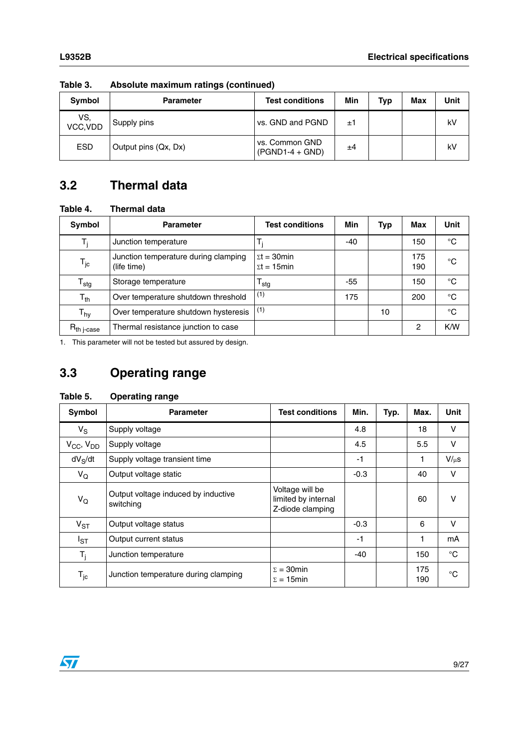**Table 3. Absolute maximum ratings (continued)**

| Symbol | Parameter | Test conditions | Min | Typ | Max | Unit |
|---|---|---|---|---|---|---|
| VS, VCC,VDD | Supply pins | vs. GND and PGND | ±1 | | | kV |
| ESD | Output pins (Qx, Dx) | vs. Common GND (PGND1-4 + GND) | ±4 | | | kV |

## 3.2 Thermal data

**Table 4. Thermal data**

| Symbol | Parameter | Test conditions | Min | Typ | Max | Unit |
|---|---|---|---|---|---|---|
| $T_j$ | Junction temperature | $T_j$ | -40 | | 150 | °C |
| $T_{jc}$ | Junction temperature during clamping (life time) | $\Sigma t$ = 30min<br>$\Sigma t$ = 15min | | | 175<br>190 | °C |
| $T_{stg}$ | Storage temperature | $T_{stg}$ | -55 | | 150 | °C |
| $T_{th}$ | Over temperature shutdown threshold | [(1)] | 175 | | 200 | °C |
| $T_{hy}$ | Over temperature shutdown hysteresis | [(1)] | | 10 | | °C |
| $R_{th\ j\text{-}case}$ | Thermal resistance junction to case | | | | 2 | K/W |

1. This parameter will not be tested but assured by design.

## 3.3 Operating range

**Table 5. Operating range**

| Symbol | Parameter | Test conditions | Min. | Typ. | Max. | Unit |
|---|---|---|---|---|---|---|
| $V_S$ | Supply voltage | | 4.8 | | 18 | V |
| $V_{CC}$, $V_{DD}$ | Supply voltage | | 4.5 | | 5.5 | V |
| $dV_S/dt$ | Supply voltage transient time | | -1 | | 1 | V/µs |
| $V_Q$ | Output voltage static | | -0.3 | | 40 | V |
| $V_Q$ | Output voltage induced by inductive switching | Voltage will be limited by internal Z-diode clamping | | | 60 | V |
| $V_{ST}$ | Output voltage status | | -0.3 | | 6 | V |
| $I_{ST}$ | Output current status | | -1 | | 1 | mA |
| $T_j$ | Junction temperature | | -40 | | 150 | °C |
| $T_{jc}$ | Junction temperature during clamping | $\Sigma$ = 30min<br>$\Sigma$ = 15min | | | 175<br>190 | °C |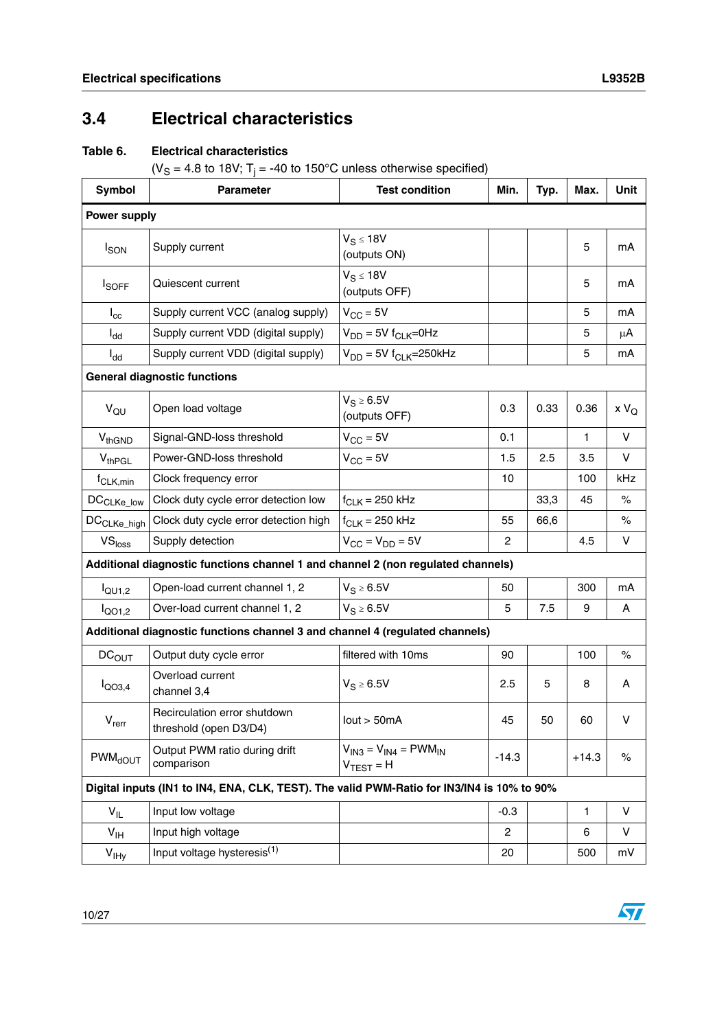## 3.4 Electrical characteristics

**Table 6. Electrical characteristics**

($V_S$ = 4.8 to 18V; $T_j$ = -40 to 150°C unless otherwise specified)

| Symbol | Parameter | Test condition | Min. | Typ. | Max. | Unit |
|---|---|---|---|---|---|---|
| **Power supply** | | | | | | |
| $I_{SON}$ | Supply current | $V_S \leq 18V$ (outputs ON) | | | 5 | mA |
| $I_{SOFF}$ | Quiescent current | $V_S \leq 18V$ (outputs OFF) | | | 5 | mA |
| $I_{cc}$ | Supply current VCC (analog supply) | $V_{CC}$ = 5V | | | 5 | mA |
| $I_{dd}$ | Supply current VDD (digital supply) | $V_{DD}$ = 5V $f_{CLK}$=0Hz | | | 5 | µA |
| $I_{dd}$ | Supply current VDD (digital supply) | $V_{DD}$ = 5V $f_{CLK}$=250kHz | | | 5 | mA |
| **General diagnostic functions** | | | | | | |
| $V_{QU}$ | Open load voltage | $V_S \geq 6.5V$ (outputs OFF) | 0.3 | 0.33 | 0.36 | x $V_Q$ |
| $V_{thGND}$ | Signal-GND-loss threshold | $V_{CC}$ = 5V | 0.1 | | 1 | V |
| $V_{thPGL}$ | Power-GND-loss threshold | $V_{CC}$ = 5V | 1.5 | 2.5 | 3.5 | V |
| $f_{CLK,min}$ | Clock frequency error | | 10 | | 100 | kHz |
| $DC_{CLKe\_low}$ | Clock duty cycle error detection low | $f_{CLK}$ = 250 kHz | | 33,3 | 45 | % |
| $DC_{CLKe\_high}$ | Clock duty cycle error detection high | $f_{CLK}$ = 250 kHz | 55 | 66,6 | | % |
| $VS_{loss}$ | Supply detection | $V_{CC}$ = $V_{DD}$ = 5V | 2 | | 4.5 | V |
| **Additional diagnostic functions channel 1 and channel 2 (non regulated channels)** | | | | | | |
| $I_{QU1,2}$ | Open-load current channel 1, 2 | $V_S \geq 6.5V$ | 50 | | 300 | mA |
| $I_{QO1,2}$ | Over-load current channel 1, 2 | $V_S \geq 6.5V$ | 5 | 7.5 | 9 | A |
| **Additional diagnostic functions channel 3 and channel 4 (regulated channels)** | | | | | | |
| $DC_{OUT}$ | Output duty cycle error | filtered with 10ms | 90 | | 100 | % |
| $I_{QO3,4}$ | Overload current channel 3,4 | $V_S \geq 6.5V$ | 2.5 | 5 | 8 | A |
| $V_{rerr}$ | Recirculation error shutdown threshold (open D3/D4) | Iout > 50mA | 45 | 50 | 60 | V |
| $PWM_{dOUT}$ | Output PWM ratio during drift comparison | $V_{IN3}$ = $V_{IN4}$ = $PWM_{IN}$ $V_{TEST}$ = H | -14.3 | | +14.3 | % |
| **Digital inputs (IN1 to IN4, ENA, CLK, TEST). The valid PWM-Ratio for IN3/IN4 is 10% to 90%** | | | | | | |
| $V_{IL}$ | Input low voltage | | -0.3 | | 1 | V |
| $V_{IH}$ | Input high voltage | | 2 | | 6 | V |
| $V_{IHy}$ | Input voltage hysteresis[1] | | 20 | | 500 | mV |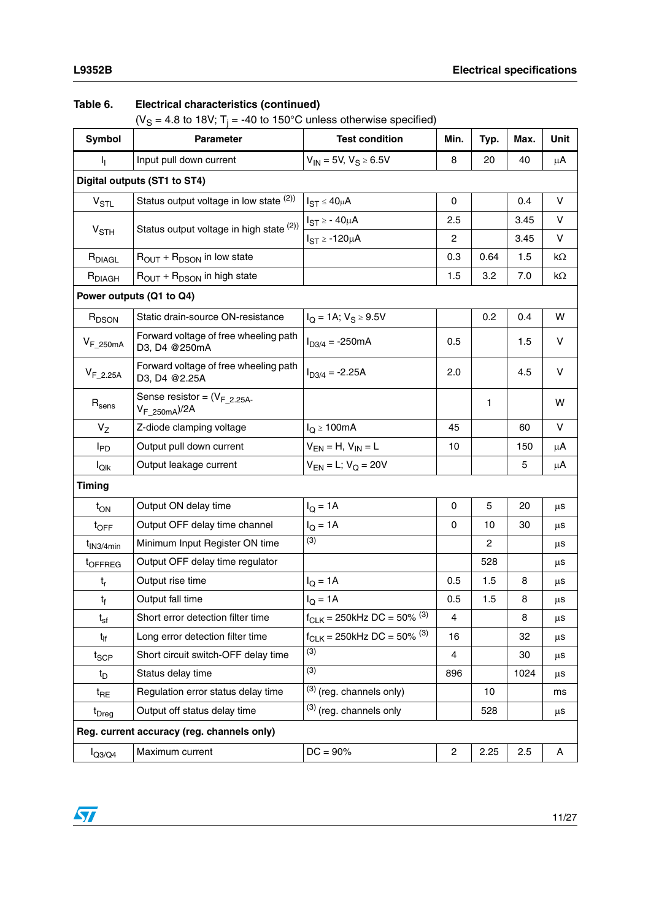**Table 6. Electrical characteristics (continued)**

($V_S$ = 4.8 to 18V; $T_j$ = -40 to 150°C unless otherwise specified)

| Symbol | Parameter | Test condition | Min. | Typ. | Max. | Unit |
|---|---|---|---|---|---|---|
| $I_I$ | Input pull down current | $V_{IN}$ = 5V, $V_S \geq$ 6.5V | 8 | 20 | 40 | µA |
| **Digital outputs (ST1 to ST4)** | | | | | | |
| $V_{STL}$ | Status output voltage in low state (2)) | $I_{ST} \leq$ 40µA | 0 | | 0.4 | V |
| $V_{STH}$ | Status output voltage in high state (2)) | $I_{ST} \geq$ - 40µA | 2.5 | | 3.45 | V |
| | | $I_{ST} \geq$ -120µA | 2 | | 3.45 | V |
| $R_{DIAGL}$ | $R_{OUT}$ + $R_{DSON}$ in low state | | 0.3 | 0.64 | 1.5 | kΩ |
| $R_{DIAGH}$ | $R_{OUT}$ + $R_{DSON}$ in high state | | 1.5 | 3.2 | 7.0 | kΩ |
| **Power outputs (Q1 to Q4)** | | | | | | |
| $R_{DSON}$ | Static drain-source ON-resistance | $I_Q$ = 1A; $V_S \geq$ 9.5V | | 0.2 | 0.4 | W |
| $V_{F\_250mA}$ | Forward voltage of free wheeling path D3, D4 @250mA | $I_{D3/4}$ = -250mA | 0.5 | | 1.5 | V |
| $V_{F\_2.25A}$ | Forward voltage of free wheeling path D3, D4 @2.25A | $I_{D3/4}$ = -2.25A | 2.0 | | 4.5 | V |
| $R_{sens}$ | Sense resistor = ($V_{F\_2.25A}$-$V_{F\_250mA}$)/2A | | | 1 | | W |
| $V_Z$ | Z-diode clamping voltage | $I_Q \geq$ 100mA | 45 | | 60 | V |
| $I_{PD}$ | Output pull down current | $V_{EN}$ = H, $V_{IN}$ = L | 10 | | 150 | µA |
| $I_{Qlk}$ | Output leakage current | $V_{EN}$ = L; $V_Q$ = 20V | | | 5 | µA |
| **Timing** | | | | | | |
| $t_{ON}$ | Output ON delay time | $I_Q$ = 1A | 0 | 5 | 20 | µs |
| $t_{OFF}$ | Output OFF delay time channel | $I_Q$ = 1A | 0 | 10 | 30 | µs |
| $t_{IN3/4min}$ | Minimum Input Register ON time | (3) | | 2 | | µs |
| $t_{OFFREG}$ | Output OFF delay time regulator | | | 528 | | µs |
| $t_r$ | Output rise time | $I_Q$ = 1A | 0.5 | 1.5 | 8 | µs |
| $t_f$ | Output fall time | $I_Q$ = 1A | 0.5 | 1.5 | 8 | µs |
| $t_{sf}$ | Short error detection filter time | $f_{CLK}$ = 250kHz DC = 50% (3) | 4 | | 8 | µs |
| $t_{lf}$ | Long error detection filter time | $f_{CLK}$ = 250kHz DC = 50% (3) | 16 | | 32 | µs |
| $t_{SCP}$ | Short circuit switch-OFF delay time | (3) | 4 | | 30 | µs |
| $t_D$ | Status delay time | (3) | 896 | | 1024 | µs |
| $t_{RE}$ | Regulation error status delay time | (3) (reg. channels only) | | 10 | | ms |
| $t_{Dreg}$ | Output off status delay time | (3) (reg. channels only | | 528 | | µs |
| **Reg. current accuracy (reg. channels only)** | | | | | | |
| $I_{Q3/Q4}$ | Maximum current | DC = 90% | 2 | 2.25 | 2.5 | A |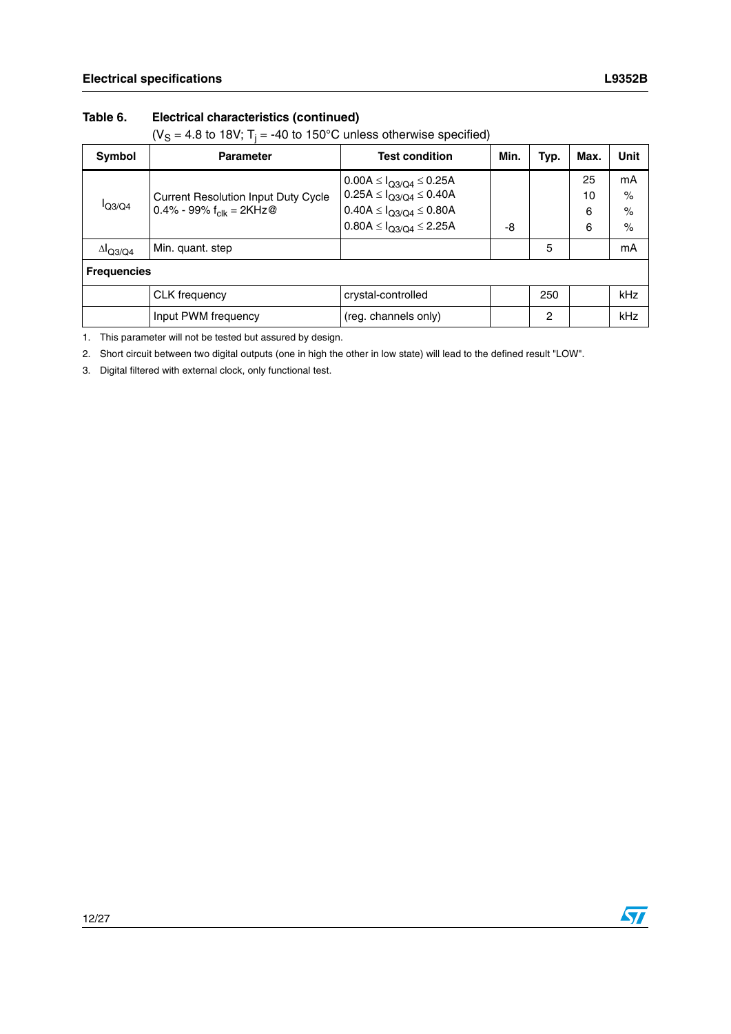**Table 6. Electrical characteristics (continued)**

($V_S$ = 4.8 to 18V; $T_j$ = -40 to 150°C unless otherwise specified)

| Symbol | Parameter | Test condition | Min. | Typ. | Max. | Unit |
|---|---|---|---|---|---|---|
| $I_{Q3/Q4}$ | Current Resolution Input Duty Cycle 0.4% - 99% $f_{clk}$ = 2KHz@ | 0.00A ≤ $I_{Q3/Q4}$ ≤ 0.25A<br>0.25A ≤ $I_{Q3/Q4}$ ≤ 0.40A<br>0.40A ≤ $I_{Q3/Q4}$ ≤ 0.80A<br>0.80A ≤ $I_{Q3/Q4}$ ≤ 2.25A | -8 | | 25<br>10<br>6<br>6 | mA<br>%<br>%<br>% |
| $\Delta I_{Q3/Q4}$ | Min. quant. step | | | 5 | | mA |
| **Frequencies** | | | | | | |
| | CLK frequency | crystal-controlled | | 250 | | kHz |
| | Input PWM frequency | (reg. channels only) | | 2 | | kHz |

1. This parameter will not be tested but assured by design.
2. Short circuit between two digital outputs (one in high the other in low state) will lead to the defined result "LOW".
3. Digital filtered with external clock, only functional test.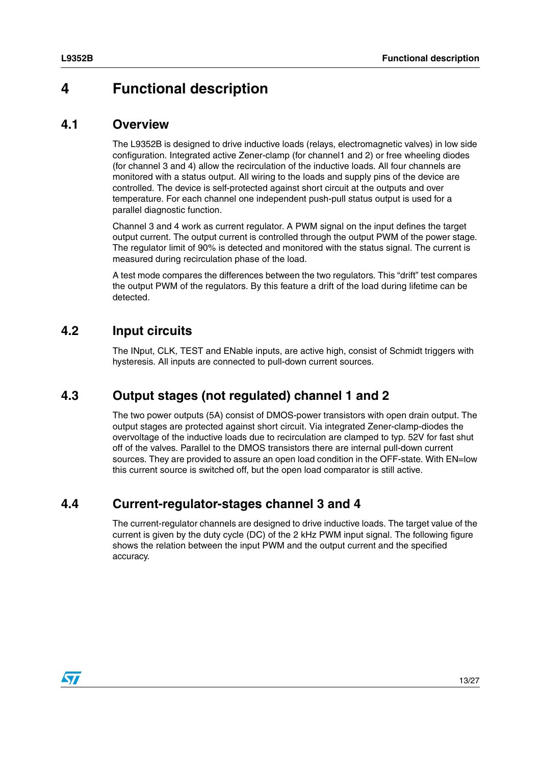# 4 Functional description

## 4.1 Overview

The L9352B is designed to drive inductive loads (relays, electromagnetic valves) in low side configuration. Integrated active Zener-clamp (for channel1 and 2) or free wheeling diodes (for channel 3 and 4) allow the recirculation of the inductive loads. All four channels are monitored with a status output. All wiring to the loads and supply pins of the device are controlled. The device is self-protected against short circuit at the outputs and over temperature. For each channel one independent push-pull status output is used for a parallel diagnostic function.

Channel 3 and 4 work as current regulator. A PWM signal on the input defines the target output current. The output current is controlled through the output PWM of the power stage. The regulator limit of 90% is detected and monitored with the status signal. The current is measured during recirculation phase of the load.

A test mode compares the differences between the two regulators. This “drift” test compares the output PWM of the regulators. By this feature a drift of the load during lifetime can be detected.

## 4.2 Input circuits

The INput, CLK, TEST and ENable inputs, are active high, consist of Schmidt triggers with hysteresis. All inputs are connected to pull-down current sources.

## 4.3 Output stages (not regulated) channel 1 and 2

The two power outputs (5A) consist of DMOS-power transistors with open drain output. The output stages are protected against short circuit. Via integrated Zener-clamp-diodes the overvoltage of the inductive loads due to recirculation are clamped to typ. 52V for fast shut off of the valves. Parallel to the DMOS transistors there are internal pull-down current sources. They are provided to assure an open load condition in the OFF-state. With EN=low this current source is switched off, but the open load comparator is still active.

## 4.4 Current-regulator-stages channel 3 and 4

The current-regulator channels are designed to drive inductive loads. The target value of the current is given by the duty cycle (DC) of the 2 kHz PWM input signal. The following figure shows the relation between the input PWM and the output current and the specified accuracy.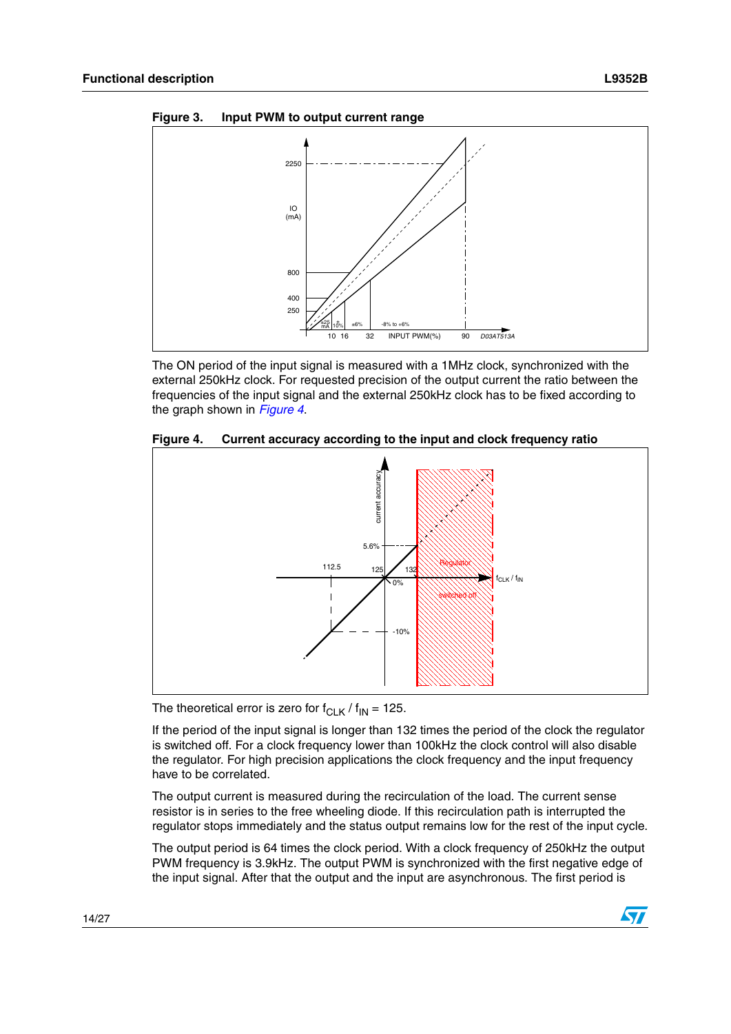**Figure 3. Input PWM to output current range**

The ON period of the input signal is measured with a 1MHz clock, synchronized with the external 250kHz clock. For requested precision of the output current the ratio between the frequencies of the input signal and the external 250kHz clock has to be fixed according to the graph shown in *Figure 4*.

**Figure 4. Current accuracy according to the input and clock frequency ratio**

The theoretical error is zero for $f_{CLK} / f_{IN} = 125$.

If the period of the input signal is longer than 132 times the period of the clock the regulator is switched off. For a clock frequency lower than 100kHz the clock control will also disable the regulator. For high precision applications the clock frequency and the input frequency have to be correlated.

The output current is measured during the recirculation of the load. The current sense resistor is in series to the free wheeling diode. If this recirculation path is interrupted the regulator stops immediately and the status output remains low for the rest of the input cycle.

The output period is 64 times the clock period. With a clock frequency of 250kHz the output PWM frequency is 3.9kHz. The output PWM is synchronized with the first negative edge of the input signal. After that the output and the input are asynchronous. The first period is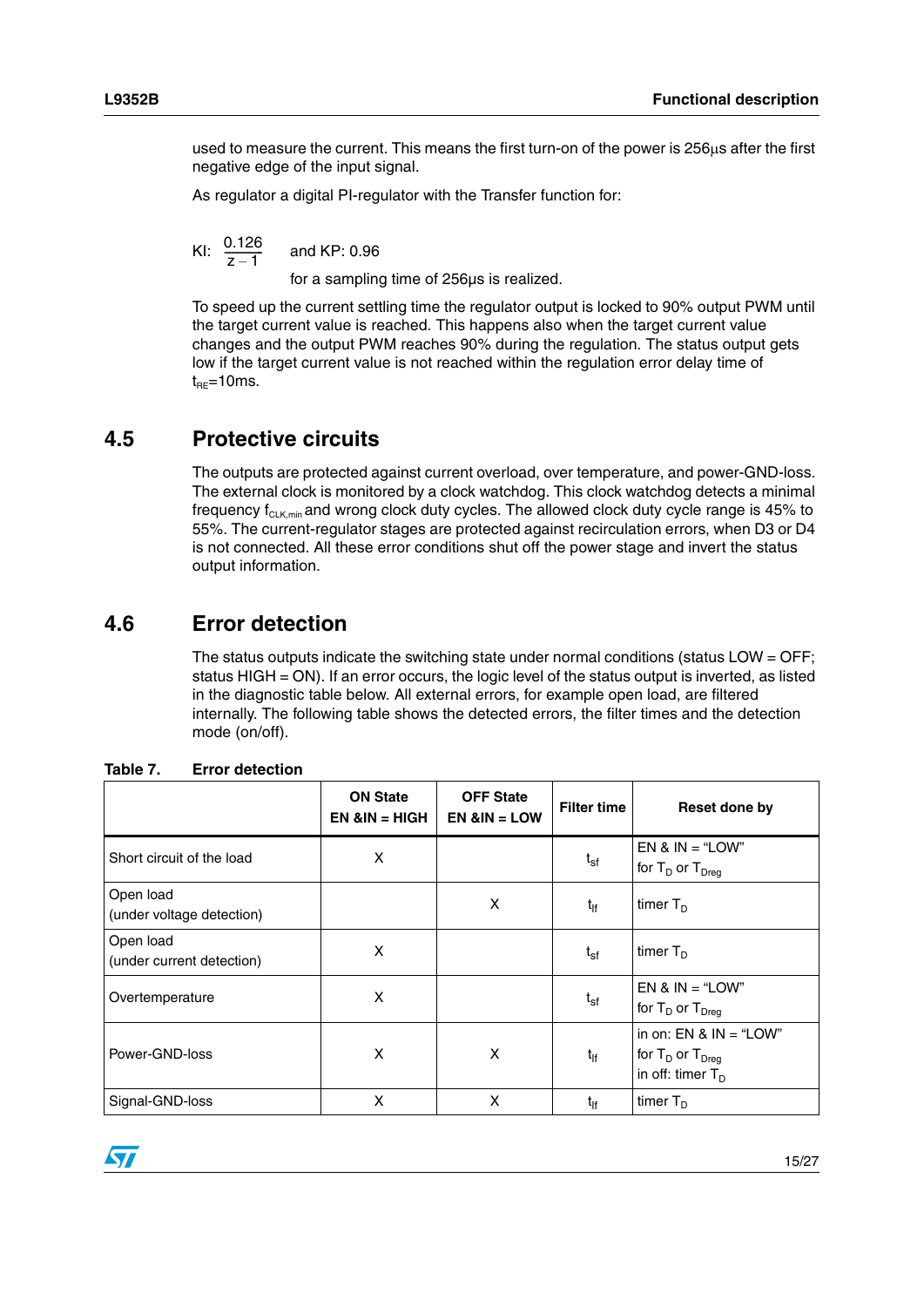used to measure the current. This means the first turn-on of the power is 256µs after the first negative edge of the input signal.

As regulator a digital PI-regulator with the Transfer function for:

KI: $\frac{0.126}{z-1}$ and KP: 0.96

for a sampling time of 256µs is realized.

To speed up the current settling time the regulator output is locked to 90% output PWM until the target current value is reached. This happens also when the target current value changes and the output PWM reaches 90% during the regulation. The status output gets low if the target current value is not reached within the regulation error delay time of $t_{RE}$=10ms.

## 4.5 Protective circuits

The outputs are protected against current overload, over temperature, and power-GND-loss. The external clock is monitored by a clock watchdog. This clock watchdog detects a minimal frequency $f_{CLK,min}$ and wrong clock duty cycles. The allowed clock duty cycle range is 45% to 55%. The current-regulator stages are protected against recirculation errors, when D3 or D4 is not connected. All these error conditions shut off the power stage and invert the status output information.

## 4.6 Error detection

The status outputs indicate the switching state under normal conditions (status LOW = OFF; status HIGH = ON). If an error occurs, the logic level of the status output is inverted, as listed in the diagnostic table below. All external errors, for example open load, are filtered internally. The following table shows the detected errors, the filter times and the detection mode (on/off).

**Table 7. Error detection**

| | ON State EN &IN = HIGH | OFF State EN &IN = LOW | Filter time | Reset done by |
|---|---|---|---|---|
| Short circuit of the load | X | | $t_{sf}$ | EN & IN = "LOW" for $T_D$ or $T_{Dreg}$ |
| Open load (under voltage detection) | | X | $t_{lf}$ | timer $T_D$ |
| Open load (under current detection) | X | | $t_{sf}$ | timer $T_D$ |
| Overtemperature | X | | $t_{sf}$ | EN & IN = "LOW" for $T_D$ or $T_{Dreg}$ |
| Power-GND-loss | X | X | $t_{lf}$ | in on: EN & IN = "LOW" for $T_D$ or $T_{Dreg}$ in off: timer $T_D$ |
| Signal-GND-loss | X | X | $t_{lf}$ | timer $T_D$ |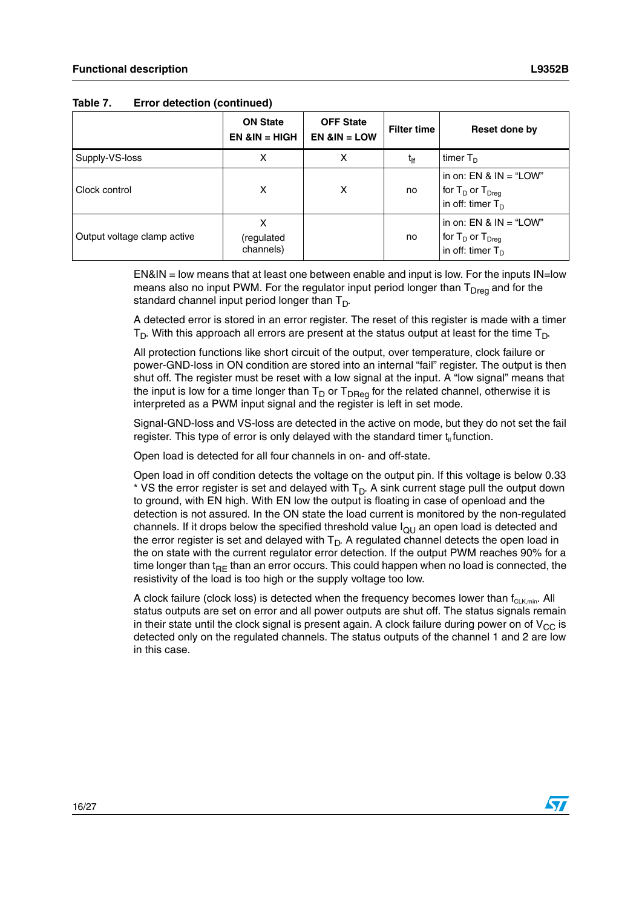Table 7. Error detection (continued)

| | ON State EN &IN = HIGH | OFF State EN &IN = LOW | Filter time | Reset done by |
|---|---|---|---|---|
| Supply-VS-loss | X | X | $t_{lf}$ | timer $T_D$ |
| Clock control | X | X | no | in on: EN & IN = "LOW" for $T_D$ or $T_{Dreg}$ in off: timer $T_D$ |
| Output voltage clamp active | X (regulated channels) | | no | in on: EN & IN = "LOW" for $T_D$ or $T_{Dreg}$ in off: timer $T_D$ |

EN&IN = low means that at least one between enable and input is low. For the inputs IN=low means also no input PWM. For the regulator input period longer than $T_{Dreg}$ and for the standard channel input period longer than $T_D$.

A detected error is stored in an error register. The reset of this register is made with a timer $T_D$. With this approach all errors are present at the status output at least for the time $T_D$.

All protection functions like short circuit of the output, over temperature, clock failure or power-GND-loss in ON condition are stored into an internal "fail" register. The output is then shut off. The register must be reset with a low signal at the input. A "low signal" means that the input is low for a time longer than $T_D$ or $T_{DReg}$ for the related channel, otherwise it is interpreted as a PWM input signal and the register is left in set mode.

Signal-GND-loss and VS-loss are detected in the active on mode, but they do not set the fail register. This type of error is only delayed with the standard timer $t_{lf}$ function.

Open load is detected for all four channels in on- and off-state.

Open load in off condition detects the voltage on the output pin. If this voltage is below 0.33 * VS the error register is set and delayed with $T_D$. A sink current stage pull the output down to ground, with EN high. With EN low the output is floating in case of openload and the detection is not assured. In the ON state the load current is monitored by the non-regulated channels. If it drops below the specified threshold value $I_{QU}$ an open load is detected and the error register is set and delayed with $T_D$. A regulated channel detects the open load in the on state with the current regulator error detection. If the output PWM reaches 90% for a time longer than $t_{RE}$ than an error occurs. This could happen when no load is connected, the resistivity of the load is too high or the supply voltage too low.

A clock failure (clock loss) is detected when the frequency becomes lower than $f_{CLK,min}$. All status outputs are set on error and all power outputs are shut off. The status signals remain in their state until the clock signal is present again. A clock failure during power on of $V_{CC}$ is detected only on the regulated channels. The status outputs of the channel 1 and 2 are low in this case.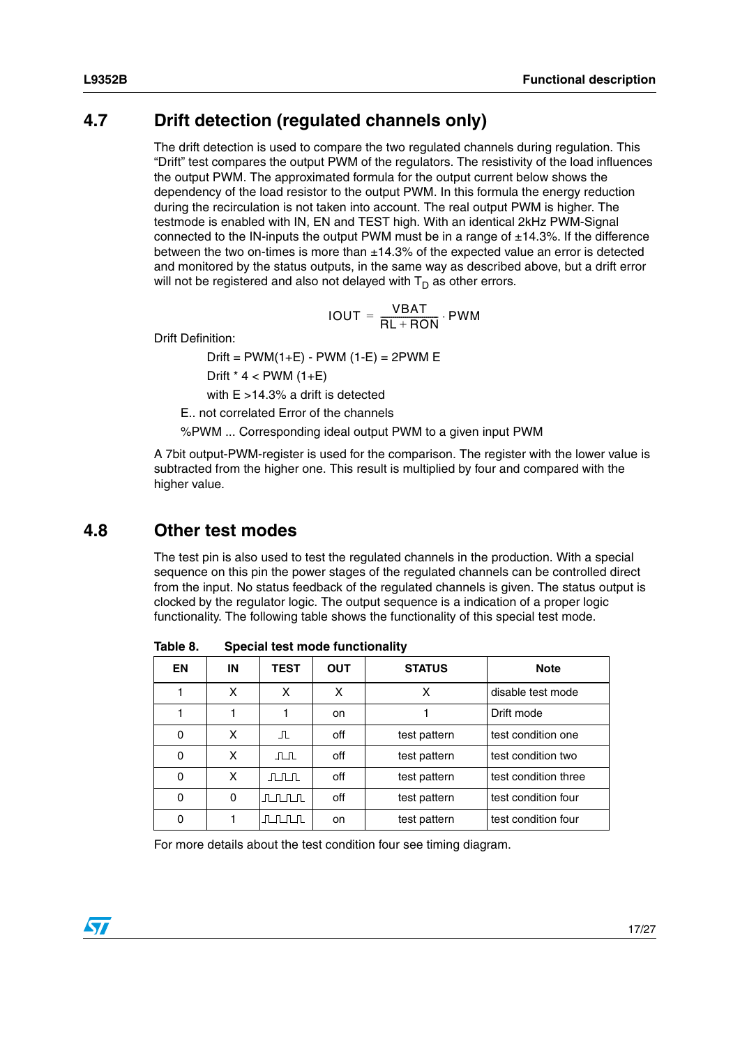## 4.7 Drift detection (regulated channels only)

The drift detection is used to compare the two regulated channels during regulation. This "Drift" test compares the output PWM of the regulators. The resistivity of the load influences the output PWM. The approximated formula for the output current below shows the dependency of the load resistor to the output PWM. In this formula the energy reduction during the recirculation is not taken into account. The real output PWM is higher. The testmode is enabled with IN, EN and TEST high. With an identical 2kHz PWM-Signal connected to the IN-inputs the output PWM must be in a range of ±14.3%. If the difference between the two on-times is more than ±14.3% of the expected value an error is detected and monitored by the status outputs, in the same way as described above, but a drift error will not be registered and also not delayed with $T_D$ as other errors.

$$IOUT = \frac{VBAT}{RL + RON} \cdot PWM$$

Drift Definition:

Drift = PWM(1+E) - PWM (1-E) = 2PWM E

Drift * 4 < PWM (1+E)

with E >14.3% a drift is detected

E.. not correlated Error of the channels

%PWM ... Corresponding ideal output PWM to a given input PWM

A 7bit output-PWM-register is used for the comparison. The register with the lower value is subtracted from the higher one. This result is multiplied by four and compared with the higher value.

## 4.8 Other test modes

The test pin is also used to test the regulated channels in the production. With a special sequence on this pin the power stages of the regulated channels can be controlled direct from the input. No status feedback of the regulated channels is given. The status output is clocked by the regulator logic. The output sequence is a indication of a proper logic functionality. The following table shows the functionality of this special test mode.

**Table 8. Special test mode functionality**

| EN | IN | TEST | OUT | STATUS | Note |
|---|---|---|---|---|---|
| 1 | X | X | X | X | disable test mode |
| 1 | 1 | 1 | on | 1 | Drift mode |
| 0 | X | 1 pulse | off | test pattern | test condition one |
| 0 | X | 2 pulses | off | test pattern | test condition two |
| 0 | X | 3 pulses | off | test pattern | test condition three |
| 0 | 0 | 4 pulses | off | test pattern | test condition four |
| 0 | 1 | 4 pulses | on | test pattern | test condition four |

For more details about the test condition four see timing diagram.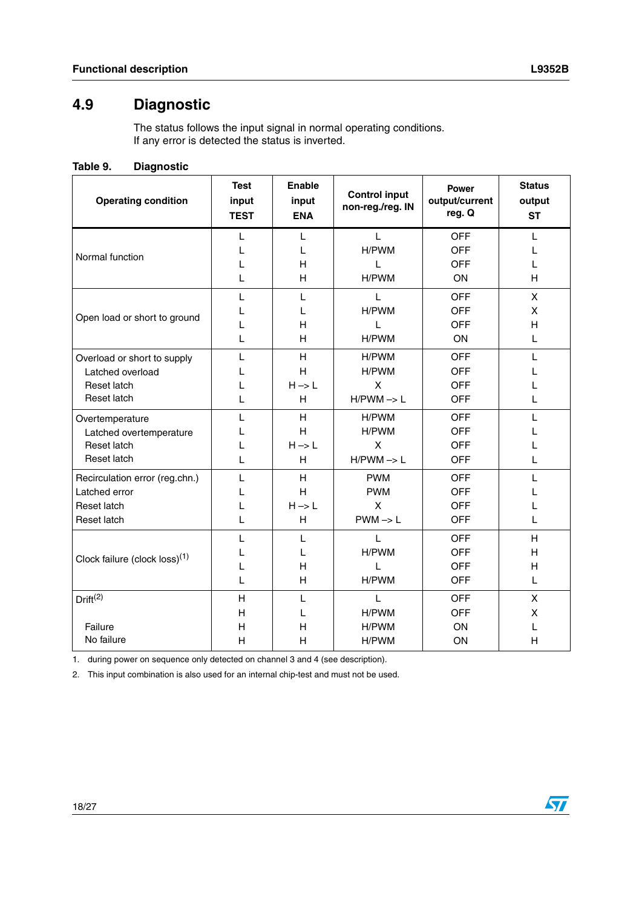## 4.9 Diagnostic

The status follows the input signal in normal operating conditions.
If any error is detected the status is inverted.

**Table 9. Diagnostic**

| Operating condition | Test input TEST | Enable input ENA | Control input non-reg./reg. IN | Power output/current reg. Q | Status output ST |
|---|---|---|---|---|---|
| Normal function | L | L | L | OFF | L |
| | L | L | H/PWM | OFF | L |
| | L | H | L | OFF | L |
| | L | H | H/PWM | ON | H |
| Open load or short to ground | L | L | L | OFF | X |
| | L | L | H/PWM | OFF | X |
| | L | H | L | OFF | H |
| | L | H | H/PWM | ON | L |
| Overload or short to supply | L | H | H/PWM | OFF | L |
| Latched overload | L | H | H/PWM | OFF | L |
| Reset latch | L | H –> L | X | OFF | L |
| Reset latch | L | H | H/PWM –> L | OFF | L |
| Overtemperature | L | H | H/PWM | OFF | L |
| Latched overtemperature | L | H | H/PWM | OFF | L |
| Reset latch | L | H –> L | X | OFF | L |
| Reset latch | L | H | H/PWM –> L | OFF | L |
| Recirculation error (reg.chn.) | L | H | PWM | OFF | L |
| Latched error | L | H | PWM | OFF | L |
| Reset latch | L | H –> L | X | OFF | L |
| Reset latch | L | H | PWM –> L | OFF | L |
| Clock failure (clock loss)(1) | L | L | L | OFF | H |
| | L | L | H/PWM | OFF | H |
| | L | H | L | OFF | H |
| | L | H | H/PWM | OFF | L |
| Drift(2) | H | L | L | OFF | X |
| | H | L | H/PWM | OFF | X |
| Failure | H | H | H/PWM | ON | L |
| No failure | H | H | H/PWM | ON | H |

1. during power on sequence only detected on channel 3 and 4 (see description).
2. This input combination is also used for an internal chip-test and must not be used.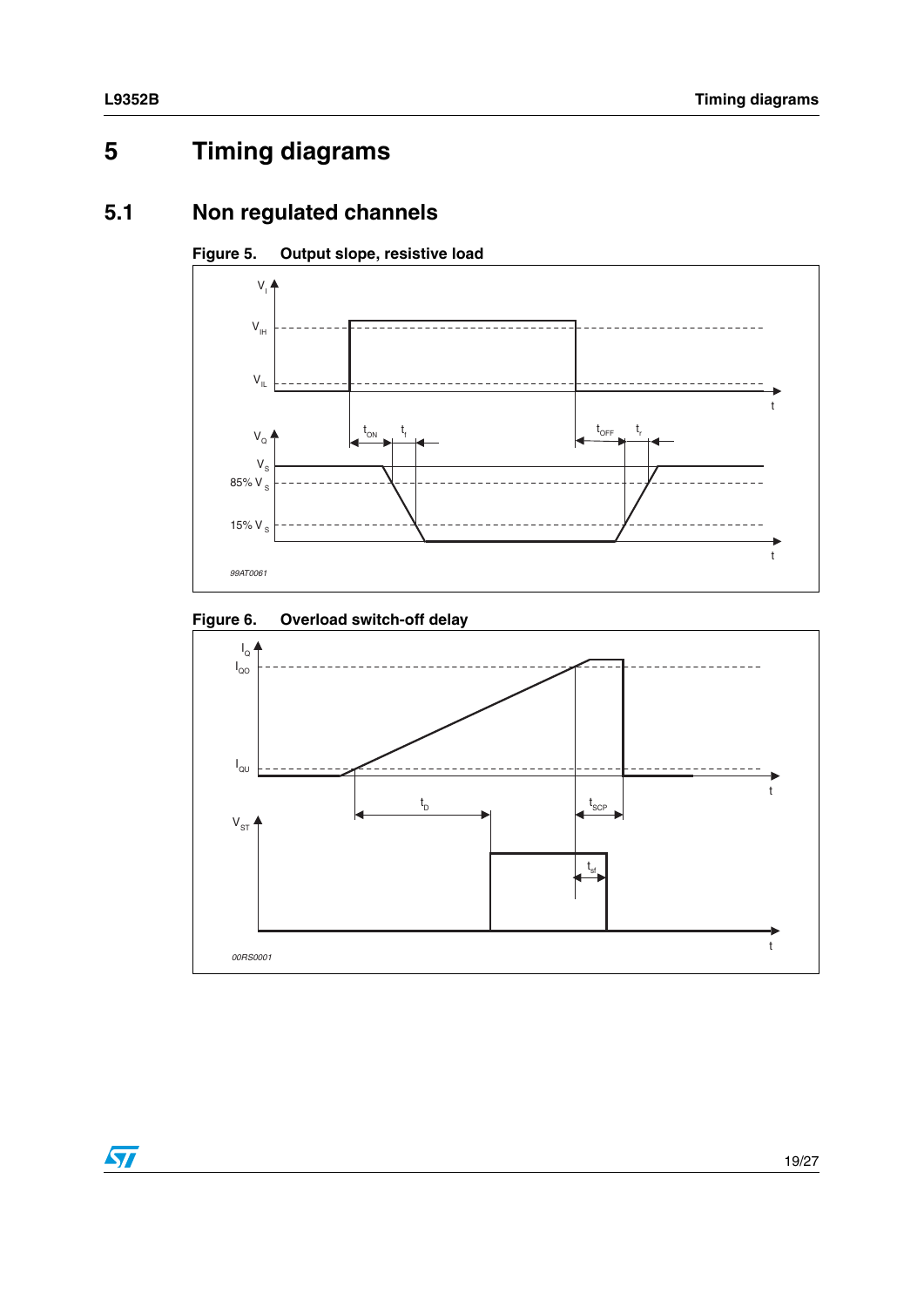# 5 Timing diagrams

## 5.1 Non regulated channels

**Figure 5. Output slope, resistive load**

**Figure 6. Overload switch-off delay**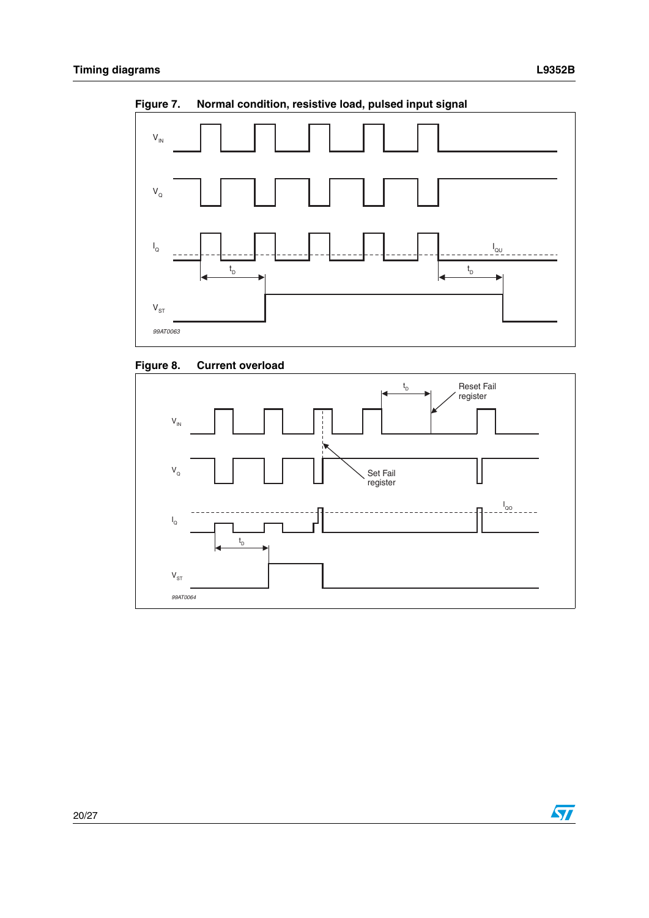**Figure 7. Normal condition, resistive load, pulsed input signal**

**Figure 8. Current overload**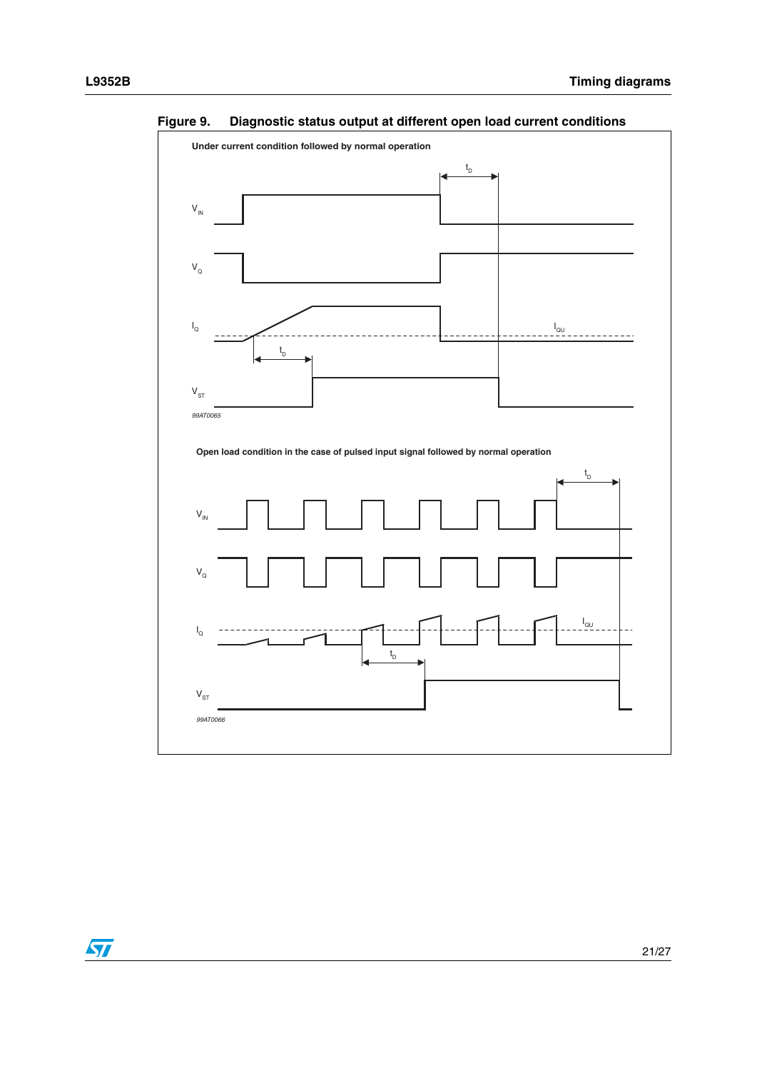Figure 9. Diagnostic status output at different open load current conditions

**Under current condition followed by normal operation**

$t_D$

$V_{IN}$

$V_Q$

$I_Q$

$I_{QU}$

$t_D$

$V_{ST}$

*99AT0065*

**Open load condition in the case of pulsed input signal followed by normal operation**

$t_D$

$V_{IN}$

$V_Q$

$I_Q$

$I_{QU}$

$t_D$

$V_{ST}$

*99AT0066*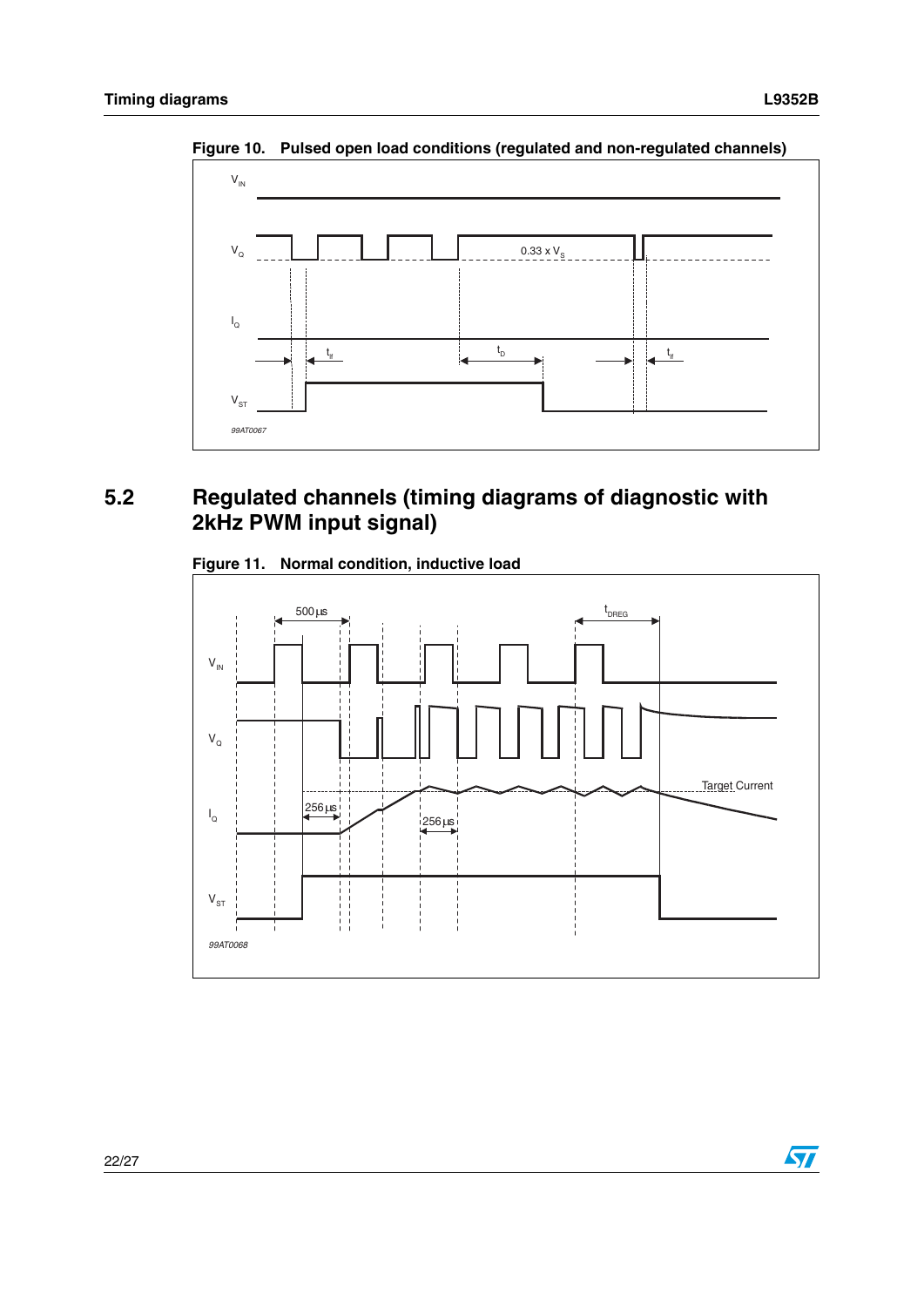**Figure 10. Pulsed open load conditions (regulated and non-regulated channels)**

## 5.2 Regulated channels (timing diagrams of diagnostic with 2kHz PWM input signal)

**Figure 11. Normal condition, inductive load**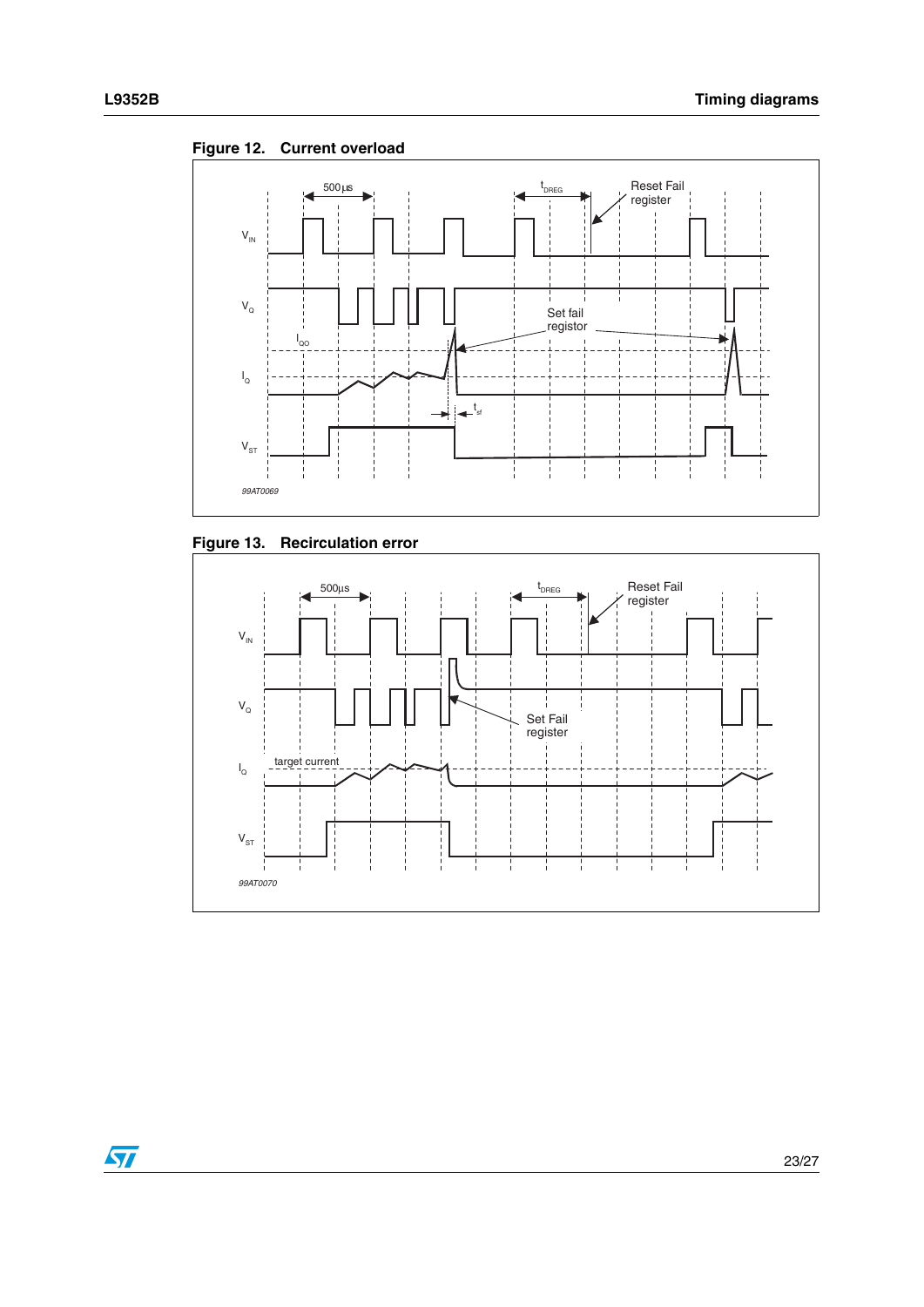**Figure 12. Current overload**

500µs

$t_{DREG}$

Reset Fail register

$V_{IN}$

$V_Q$

Set fail registor

$I_{QO}$

$I_Q$

$t_{sf}$

$V_{ST}$

*99AT0069*

**Figure 13. Recirculation error**

500µs

$t_{DREG}$

Reset Fail register

$V_{IN}$

$V_Q$

Set Fail register

$I_Q$

target current

$V_{ST}$

*99AT0070*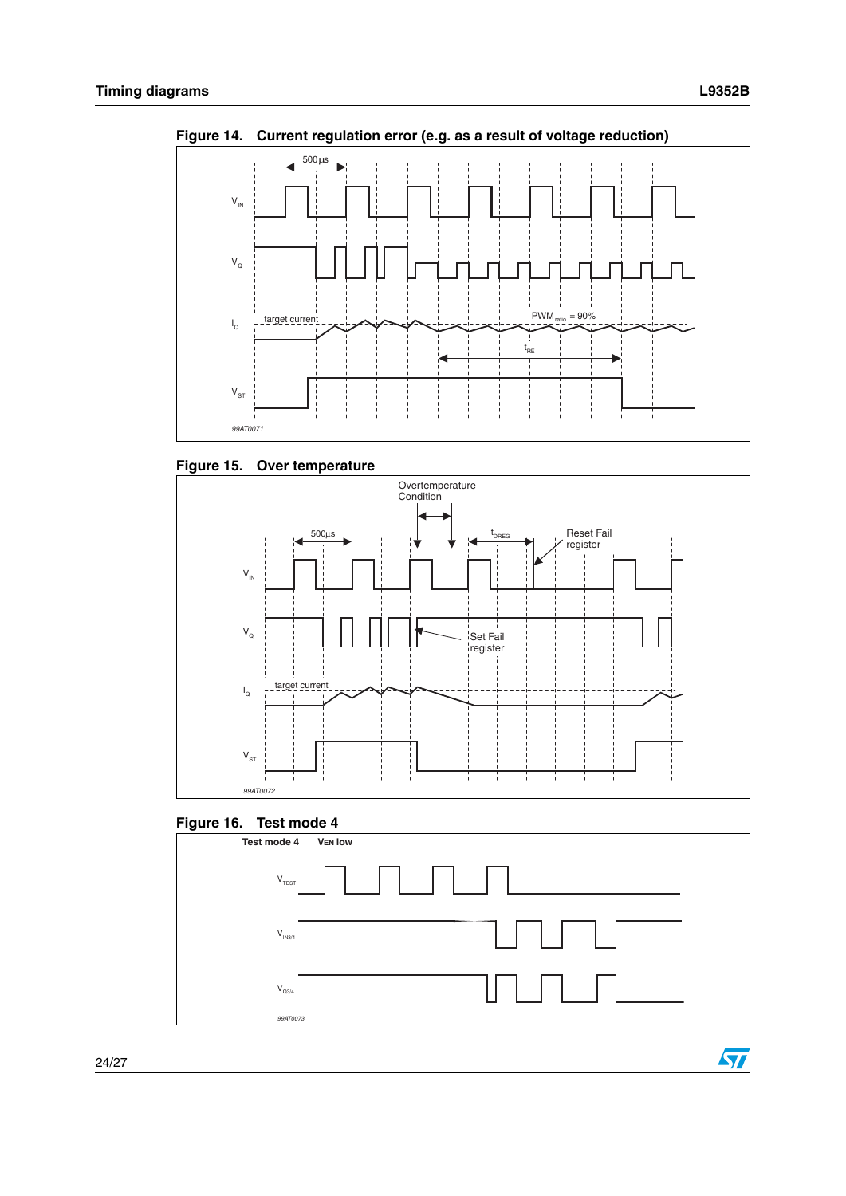## Figure 14. Current regulation error (e.g. as a result of voltage reduction)

500 µs

$V_{IN}$

$V_Q$

$I_Q$ target current $PWM_{ratio}$ = 90%

$t_{RE}$

$V_{ST}$

99AT0071

## Figure 15. Over temperature

Overtemperature Condition

500µs $t_{DREG}$ Reset Fail register

$V_{IN}$

$V_Q$ Set Fail register

$I_Q$ target current

$V_{ST}$

99AT0072

## Figure 16. Test mode 4

Test mode 4 VEN low

$V_{TEST}$

$V_{IN3/4}$

$V_{Q3/4}$

99AT0073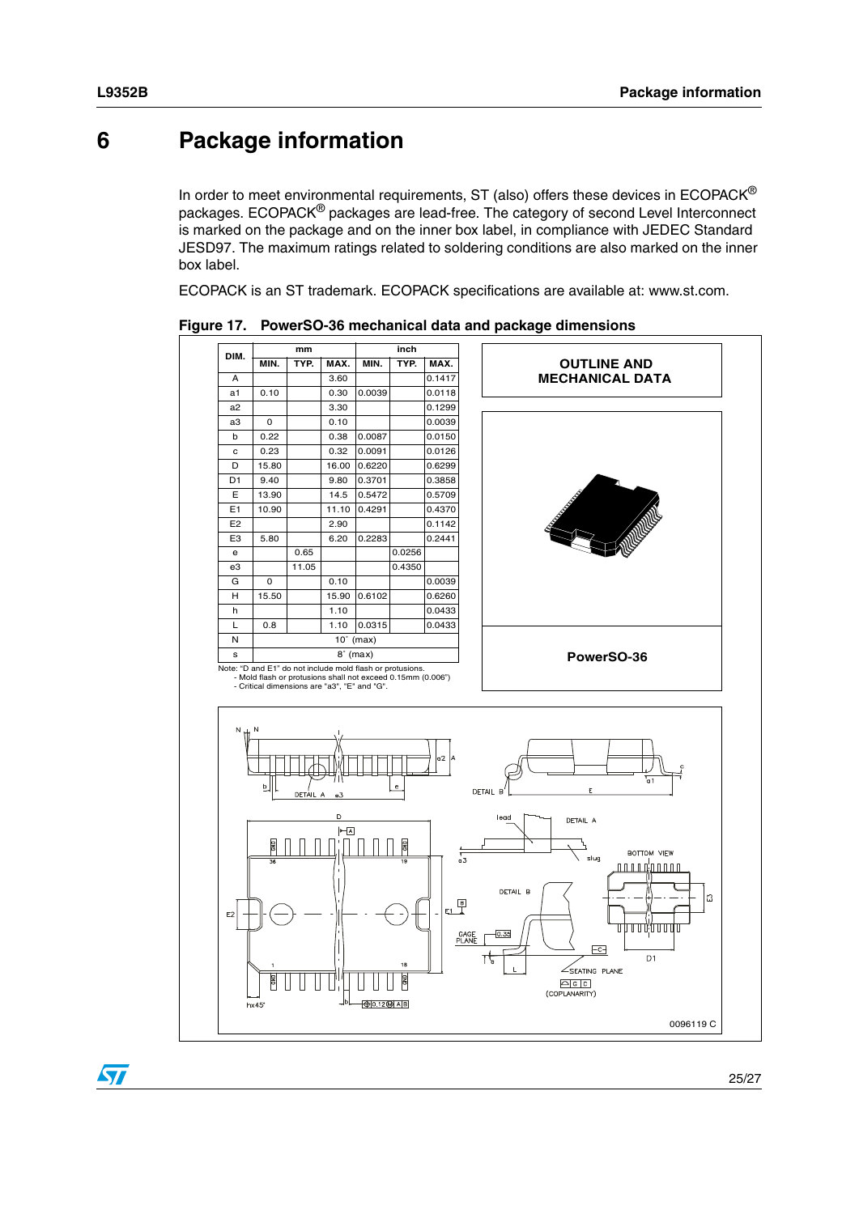# 6 Package information

In order to meet environmental requirements, ST (also) offers these devices in ECOPACK® packages. ECOPACK® packages are lead-free. The category of second Level Interconnect is marked on the package and on the inner box label, in compliance with JEDEC Standard JESD97. The maximum ratings related to soldering conditions are also marked on the inner box label.

ECOPACK is an ST trademark. ECOPACK specifications are available at: www.st.com.

**Figure 17. PowerSO-36 mechanical data and package dimensions**

| DIM. | mm | | | inch | | |
|---|---|---|---|---|---|---|
| | MIN. | TYP. | MAX. | MIN. | TYP. | MAX. |
| A | | | 3.60 | | | 0.1417 |
| a1 | 0.10 | | 0.30 | 0.0039 | | 0.0118 |
| a2 | | | 3.30 | | | 0.1299 |
| a3 | 0 | | 0.10 | | | 0.0039 |
| b | 0.22 | | 0.38 | 0.0087 | | 0.0150 |
| c | 0.23 | | 0.32 | 0.0091 | | 0.0126 |
| D | 15.80 | | 16.00 | 0.6220 | | 0.6299 |
| D1 | 9.40 | | 9.80 | 0.3701 | | 0.3858 |
| E | 13.90 | | 14.5 | 0.5472 | | 0.5709 |
| E1 | 10.90 | | 11.10 | 0.4291 | | 0.4370 |
| E2 | | | 2.90 | | | 0.1142 |
| E3 | 5.80 | | 6.20 | 0.2283 | | 0.2441 |
| e | | 0.65 | | | 0.0256 | |
| e3 | | 11.05 | | | 0.4350 | |
| G | 0 | | 0.10 | | | 0.0039 |
| H | 15.50 | | 15.90 | 0.6102 | | 0.6260 |
| h | | | 1.10 | | | 0.0433 |
| L | 0.8 | | 1.10 | 0.0315 | | 0.0433 |
| N | 10° (max) | | | | | |
| s | 8° (max) | | | | | |

Note: "D and E1" do not include mold flash or protusions.
- Mold flash or protusions shall not exceed 0.15mm (0.006")
- Critical dimensions are "a3", "E" and "G".

OUTLINE AND MECHANICAL DATA

PowerSO-36

0096119 C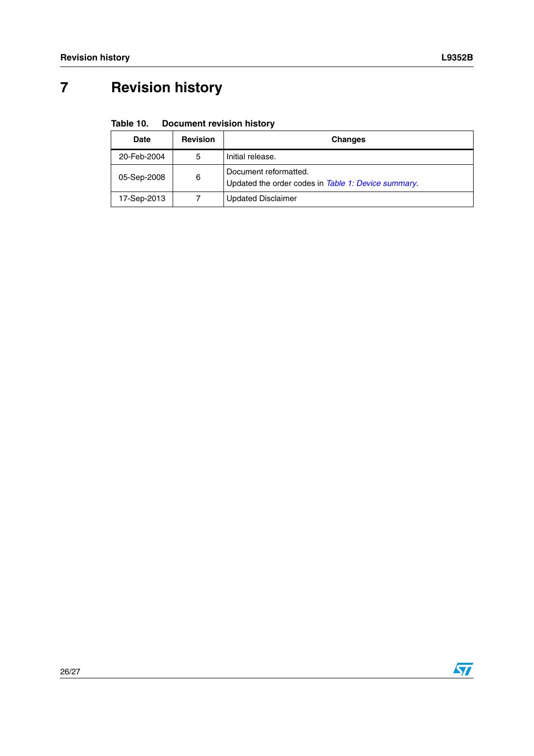# 7 Revision history

**Table 10. Document revision history**

| Date | Revision | Changes |
|---|---|---|
| 20-Feb-2004 | 5 | Initial release. |
| 05-Sep-2008 | 6 | Document reformatted.<br>Updated the order codes in *Table 1: Device summary*. |
| 17-Sep-2013 | 7 | Updated Disclaimer |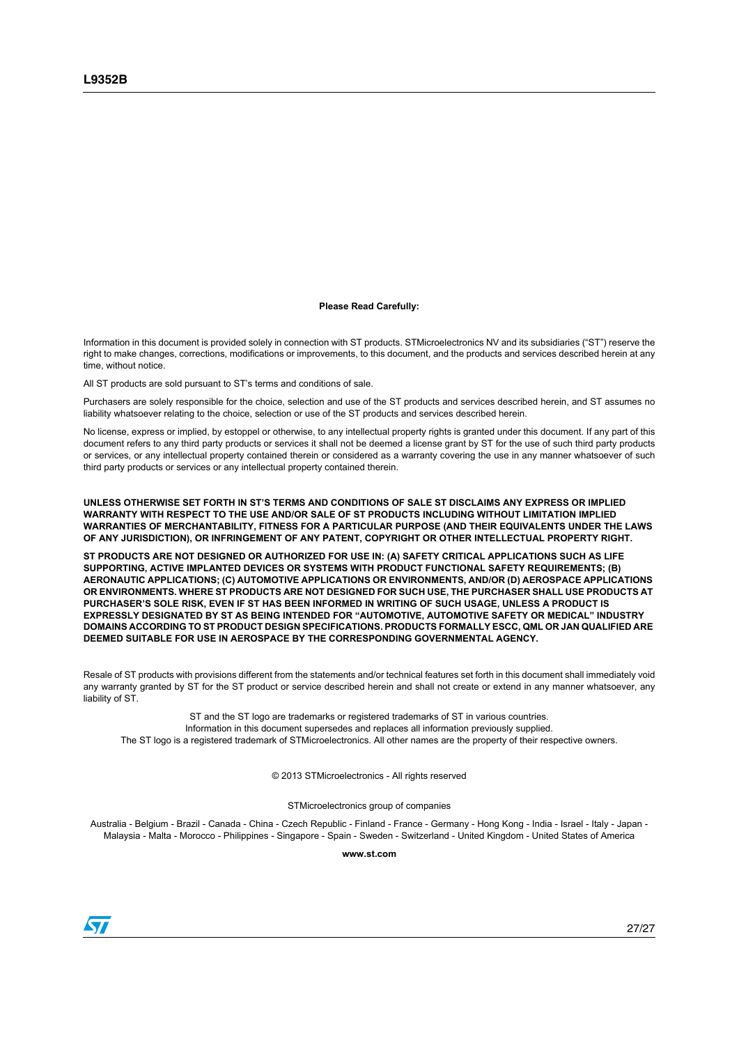**Please Read Carefully:**

Information in this document is provided solely in connection with ST products. STMicroelectronics NV and its subsidiaries (“ST”) reserve the right to make changes, corrections, modifications or improvements, to this document, and the products and services described herein at any time, without notice.

All ST products are sold pursuant to ST’s terms and conditions of sale.

Purchasers are solely responsible for the choice, selection and use of the ST products and services described herein, and ST assumes no liability whatsoever relating to the choice, selection or use of the ST products and services described herein.

No license, express or implied, by estoppel or otherwise, to any intellectual property rights is granted under this document. If any part of this document refers to any third party products or services it shall not be deemed a license grant by ST for the use of such third party products or services, or any intellectual property contained therein or considered as a warranty covering the use in any manner whatsoever of such third party products or services or any intellectual property contained therein.

**UNLESS OTHERWISE SET FORTH IN ST’S TERMS AND CONDITIONS OF SALE ST DISCLAIMS ANY EXPRESS OR IMPLIED WARRANTY WITH RESPECT TO THE USE AND/OR SALE OF ST PRODUCTS INCLUDING WITHOUT LIMITATION IMPLIED WARRANTIES OF MERCHANTABILITY, FITNESS FOR A PARTICULAR PURPOSE (AND THEIR EQUIVALENTS UNDER THE LAWS OF ANY JURISDICTION), OR INFRINGEMENT OF ANY PATENT, COPYRIGHT OR OTHER INTELLECTUAL PROPERTY RIGHT.**

**ST PRODUCTS ARE NOT DESIGNED OR AUTHORIZED FOR USE IN: (A) SAFETY CRITICAL APPLICATIONS SUCH AS LIFE SUPPORTING, ACTIVE IMPLANTED DEVICES OR SYSTEMS WITH PRODUCT FUNCTIONAL SAFETY REQUIREMENTS; (B) AERONAUTIC APPLICATIONS; (C) AUTOMOTIVE APPLICATIONS OR ENVIRONMENTS, AND/OR (D) AEROSPACE APPLICATIONS OR ENVIRONMENTS. WHERE ST PRODUCTS ARE NOT DESIGNED FOR SUCH USE, THE PURCHASER SHALL USE PRODUCTS AT PURCHASER’S SOLE RISK, EVEN IF ST HAS BEEN INFORMED IN WRITING OF SUCH USAGE, UNLESS A PRODUCT IS EXPRESSLY DESIGNATED BY ST AS BEING INTENDED FOR “AUTOMOTIVE, AUTOMOTIVE SAFETY OR MEDICAL” INDUSTRY DOMAINS ACCORDING TO ST PRODUCT DESIGN SPECIFICATIONS. PRODUCTS FORMALLY ESCC, QML OR JAN QUALIFIED ARE DEEMED SUITABLE FOR USE IN AEROSPACE BY THE CORRESPONDING GOVERNMENTAL AGENCY.**

Resale of ST products with provisions different from the statements and/or technical features set forth in this document shall immediately void any warranty granted by ST for the ST product or service described herein and shall not create or extend in any manner whatsoever, any liability of ST.

ST and the ST logo are trademarks or registered trademarks of ST in various countries.
Information in this document supersedes and replaces all information previously supplied.
The ST logo is a registered trademark of STMicroelectronics. All other names are the property of their respective owners.

© 2013 STMicroelectronics - All rights reserved

STMicroelectronics group of companies

Australia - Belgium - Brazil - Canada - China - Czech Republic - Finland - France - Germany - Hong Kong - India - Israel - Italy - Japan - Malaysia - Malta - Morocco - Philippines - Singapore - Spain - Sweden - Switzerland - United Kingdom - United States of America

**www.st.com**